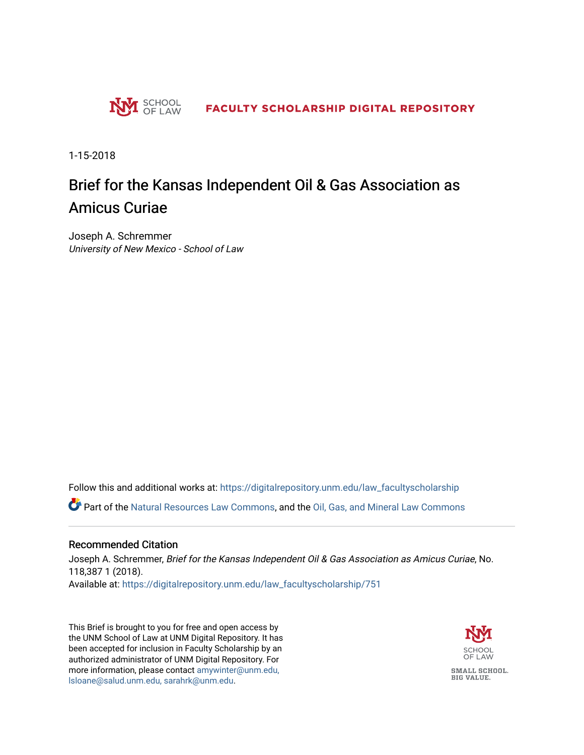SCHOOL OF LAW

**FACULTY SCHOLARSHIP DIGITAL REPOSITORY**

1-15-2018

# Brief for the Kansas Independent Oil & Gas Association as Amicus Curiae

Joseph A. Schremmer
*University of New Mexico - School of Law*

Follow this and additional works at: https://digitalrepository.unm.edu/law_facultyscholarship

Part of the Natural Resources Law Commons, and the Oil, Gas, and Mineral Law Commons

## Recommended Citation

Joseph A. Schremmer, *Brief for the Kansas Independent Oil & Gas Association as Amicus Curiae*, No. 118,387 1 (2018).
Available at: https://digitalrepository.unm.edu/law_facultyscholarship/751

This Brief is brought to you for free and open access by the UNM School of Law at UNM Digital Repository. It has been accepted for inclusion in Faculty Scholarship by an authorized administrator of UNM Digital Repository. For more information, please contact amywinter@unm.edu, lsloane@salud.unm.edu, sarahrk@unm.edu.

SCHOOL OF LAW

SMALL SCHOOL. BIG VALUE.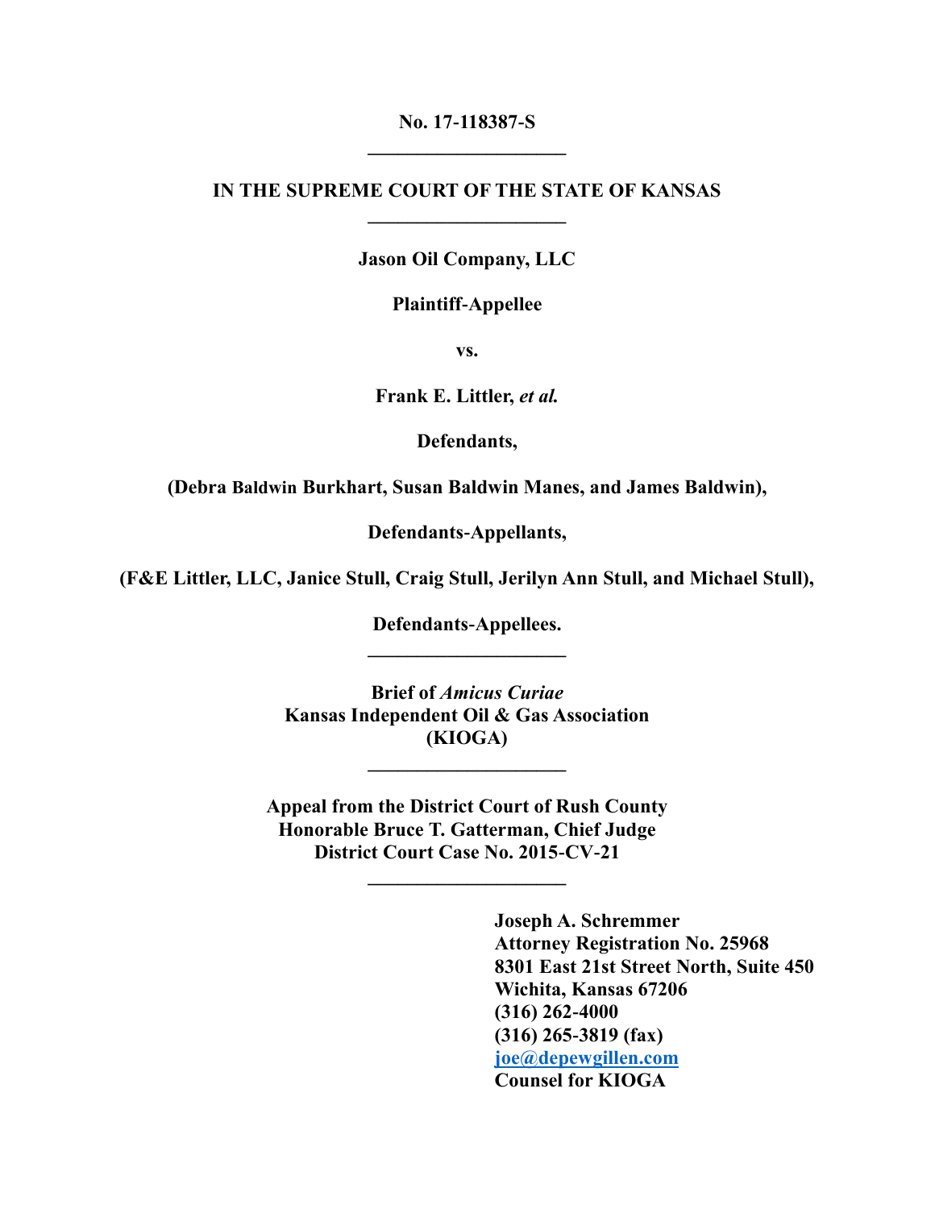**No. 17-118387-S**

---

**IN THE SUPREME COURT OF THE STATE OF KANSAS**

---

**Jason Oil Company, LLC**

**Plaintiff-Appellee**

**vs.**

**Frank E. Littler, *et al.***

**Defendants,**

**(Debra Baldwin Burkhart, Susan Baldwin Manes, and James Baldwin),**

**Defendants-Appellants,**

**(F&E Littler, LLC, Janice Stull, Craig Stull, Jerilyn Ann Stull, and Michael Stull),**

**Defendants-Appellees.**

---

**Brief of *Amicus Curiae***
**Kansas Independent Oil & Gas Association**
**(KIOGA)**

---

**Appeal from the District Court of Rush County**
**Honorable Bruce T. Gatterman, Chief Judge**
**District Court Case No. 2015-CV-21**

---

**Joseph A. Schremmer**
**Attorney Registration No. 25968**
**8301 East 21st Street North, Suite 450**
**Wichita, Kansas 67206**
**(316) 262-4000**
**(316) 265-3819 (fax)**
**joe@depewgillen.com**
**Counsel for KIOGA**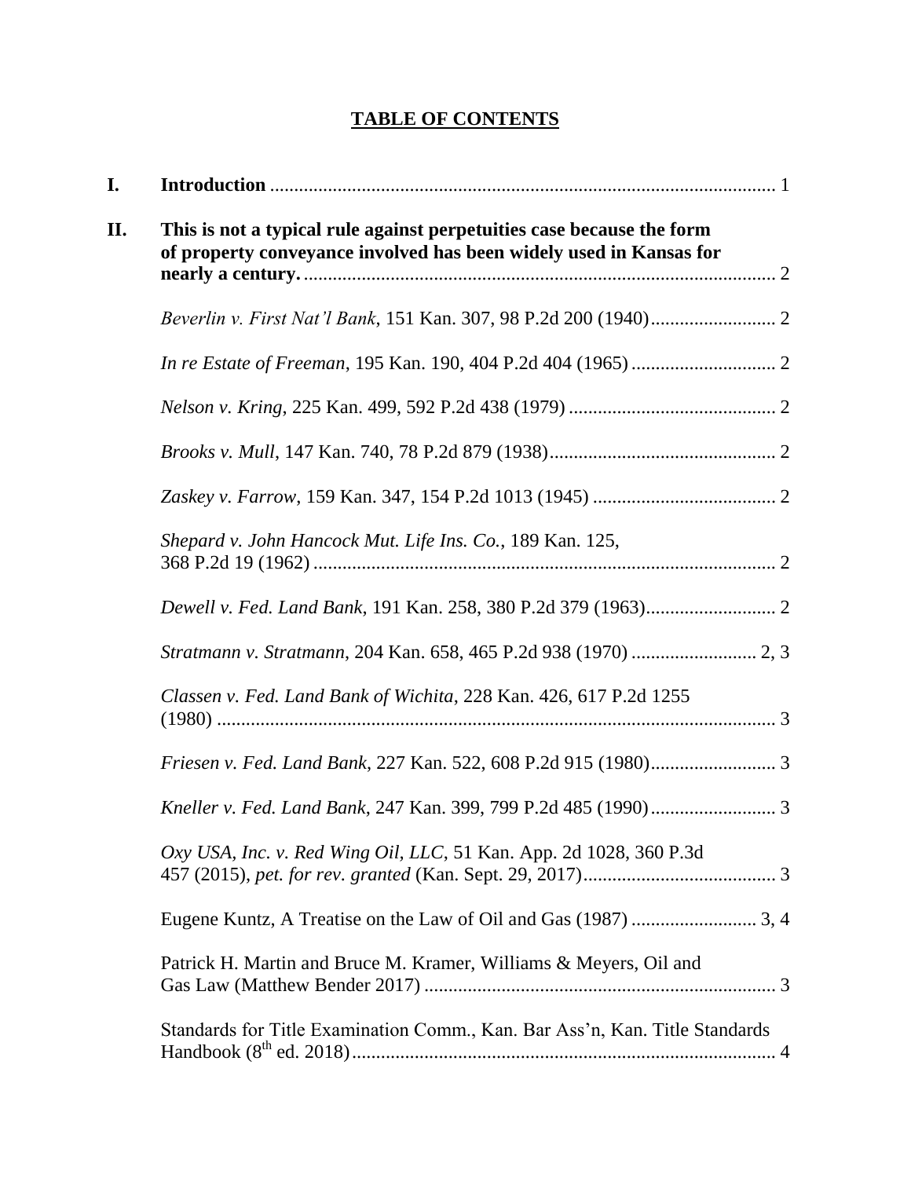# TABLE OF CONTENTS

**I. Introduction** ........................................................................................................ 1

**II. This is not a typical rule against perpetuities case because the form of property conveyance involved has been widely used in Kansas for nearly a century.** ................................................................................. 2

*Beverlin v. First Nat'l Bank*, 151 Kan. 307, 98 P.2d 200 (1940).......................... 2

*In re Estate of Freeman*, 195 Kan. 190, 404 P.2d 404 (1965) .............................. 2

*Nelson v. Kring*, 225 Kan. 499, 592 P.2d 438 (1979) ........................................... 2

*Brooks v. Mull*, 147 Kan. 740, 78 P.2d 879 (1938)............................................... 2

*Zaskey v. Farrow*, 159 Kan. 347, 154 P.2d 1013 (1945) ...................................... 2

*Shepard v. John Hancock Mut. Life Ins. Co.*, 189 Kan. 125, 368 P.2d 19 (1962) ................................................................................................ 2

*Dewell v. Fed. Land Bank*, 191 Kan. 258, 380 P.2d 379 (1963)........................... 2

*Stratmann v. Stratmann*, 204 Kan. 658, 465 P.2d 938 (1970) .......................... 2, 3

*Classen v. Fed. Land Bank of Wichita*, 228 Kan. 426, 617 P.2d 1255 (1980) .................................................................................................................... 3

*Friesen v. Fed. Land Bank*, 227 Kan. 522, 608 P.2d 915 (1980).......................... 3

*Kneller v. Fed. Land Bank*, 247 Kan. 399, 799 P.2d 485 (1990).......................... 3

*Oxy USA, Inc. v. Red Wing Oil, LLC*, 51 Kan. App. 2d 1028, 360 P.3d 457 (2015), *pet. for rev. granted* (Kan. Sept. 29, 2017)........................................ 3

Eugene Kuntz, A Treatise on the Law of Oil and Gas (1987) .......................... 3, 4

Patrick H. Martin and Bruce M. Kramer, Williams & Meyers, Oil and Gas Law (Matthew Bender 2017) ......................................................................... 3

Standards for Title Examination Comm., Kan. Bar Ass'n, Kan. Title Standards Handbook ($8^{th}$ ed. 2018)........................................................................................ 4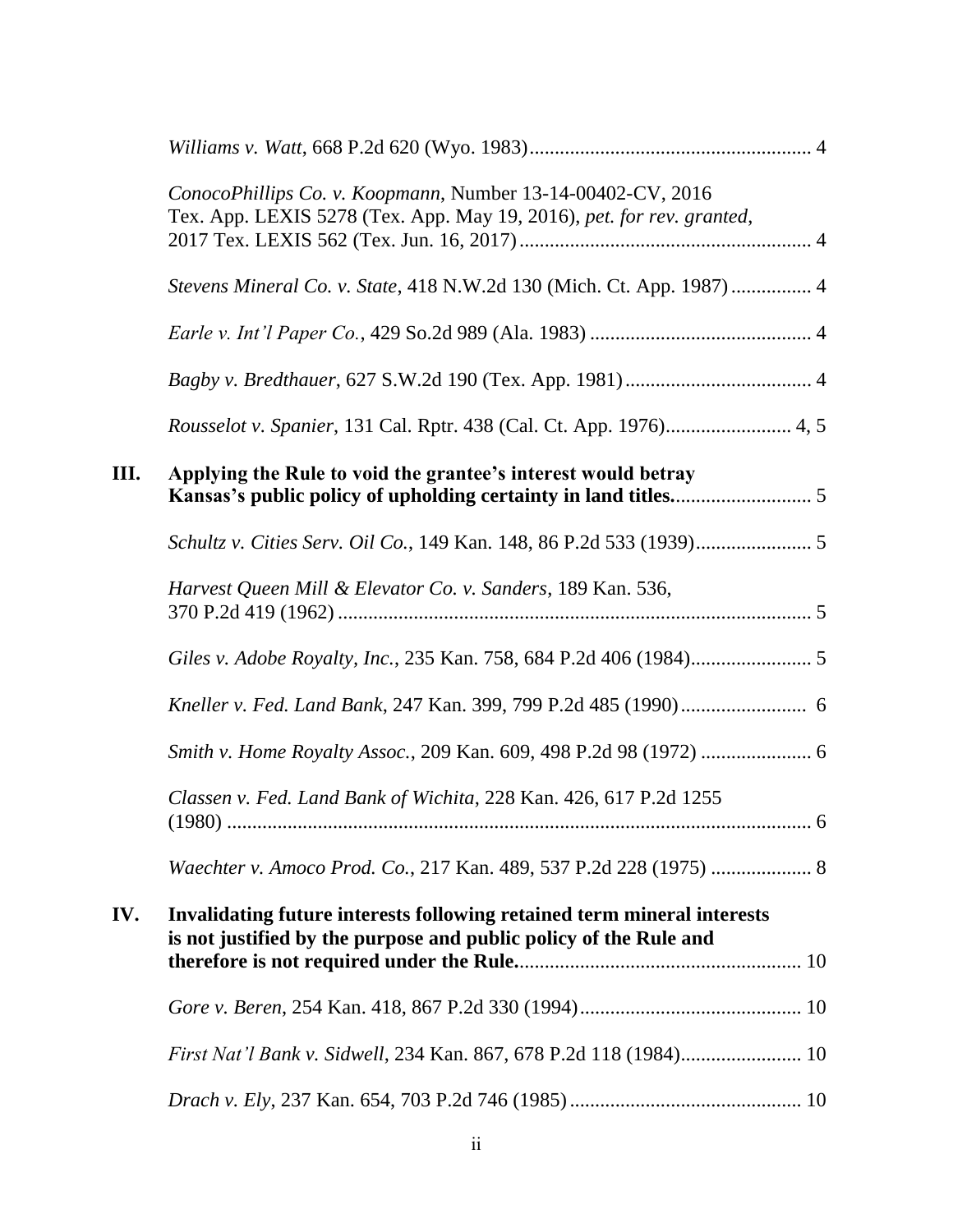*Williams v. Watt*, 668 P.2d 620 (Wyo. 1983)........................................................ 4

*ConocoPhillips Co. v. Koopmann*, Number 13-14-00402-CV, 2016 Tex. App. LEXIS 5278 (Tex. App. May 19, 2016), *pet. for rev. granted*, 2017 Tex. LEXIS 562 (Tex. Jun. 16, 2017)......................................................... 4

*Stevens Mineral Co. v. State*, 418 N.W.2d 130 (Mich. Ct. App. 1987)................ 4

*Earle v. Int'l Paper Co.*, 429 So.2d 989 (Ala. 1983)............................................ 4

*Bagby v. Bredthauer*, 627 S.W.2d 190 (Tex. App. 1981)..................................... 4

*Rousselot v. Spanier*, 131 Cal. Rptr. 438 (Cal. Ct. App. 1976)......................... 4, 5

**III. Applying the Rule to void the grantee's interest would betray Kansas's public policy of upholding certainty in land titles.**.......................... 5

*Schultz v. Cities Serv. Oil Co.*, 149 Kan. 148, 86 P.2d 533 (1939)....................... 5

*Harvest Queen Mill & Elevator Co. v. Sanders*, 189 Kan. 536, 370 P.2d 419 (1962)............................................................................................ 5

*Giles v. Adobe Royalty, Inc.*, 235 Kan. 758, 684 P.2d 406 (1984)........................ 5

*Kneller v. Fed. Land Bank*, 247 Kan. 399, 799 P.2d 485 (1990)......................... 6

*Smith v. Home Royalty Assoc.*, 209 Kan. 609, 498 P.2d 98 (1972)...................... 6

*Classen v. Fed. Land Bank of Wichita*, 228 Kan. 426, 617 P.2d 1255 (1980)..................................................................................................... 6

*Waechter v. Amoco Prod. Co.*, 217 Kan. 489, 537 P.2d 228 (1975).................... 8

**IV. Invalidating future interests following retained term mineral interests is not justified by the purpose and public policy of the Rule and therefore is not required under the Rule.**........................................................ 10

*Gore v. Beren*, 254 Kan. 418, 867 P.2d 330 (1994)............................................ 10

*First Nat'l Bank v. Sidwell*, 234 Kan. 867, 678 P.2d 118 (1984)........................ 10

*Drach v. Ely*, 237 Kan. 654, 703 P.2d 746 (1985).............................................. 10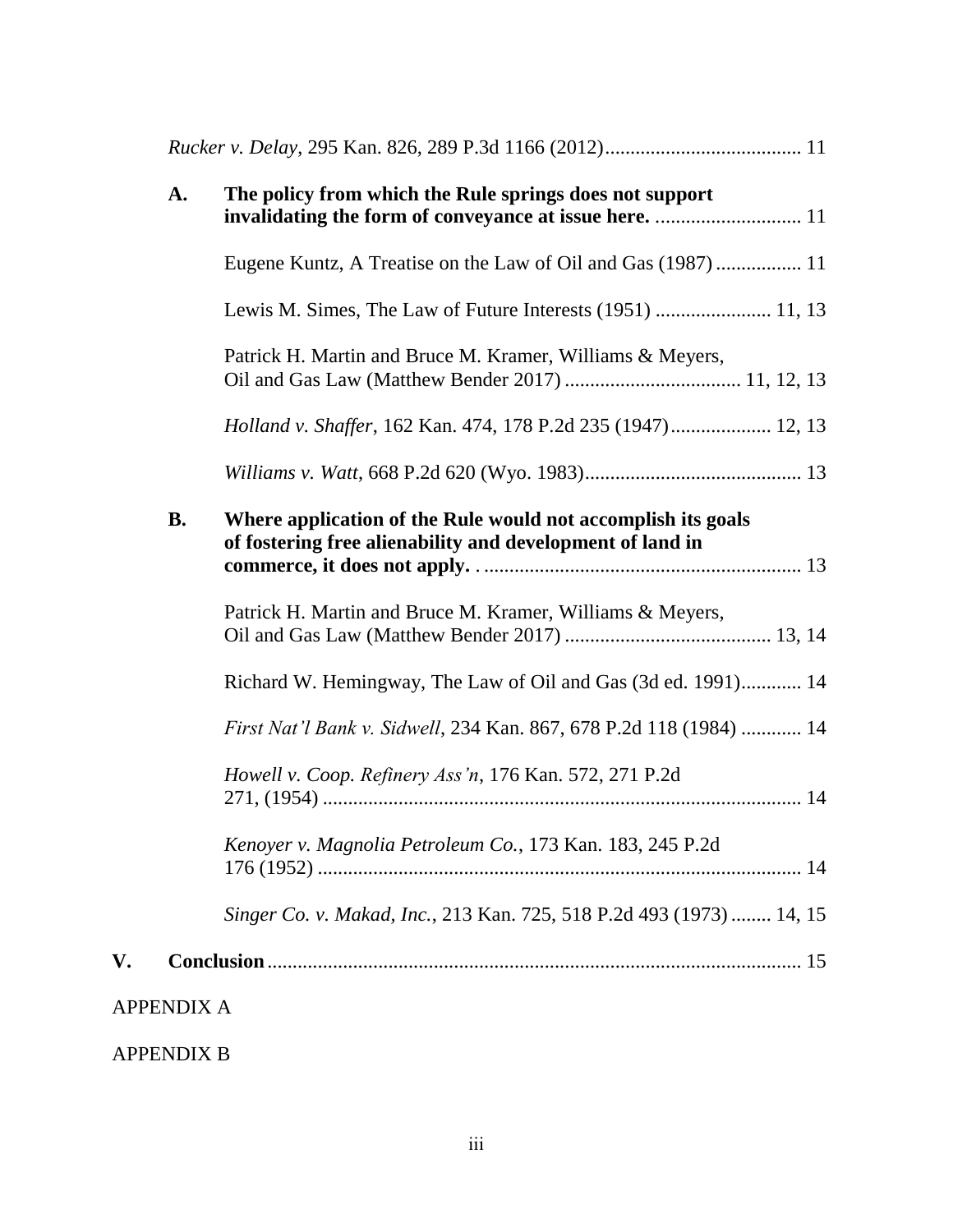*Rucker v. Delay*, 295 Kan. 826, 289 P.3d 1166 (2012)....................................... 11

**A. The policy from which the Rule springs does not support invalidating the form of conveyance at issue here.** ............................ 11

Eugene Kuntz, A Treatise on the Law of Oil and Gas (1987) ................ 11

Lewis M. Simes, The Law of Future Interests (1951) ...................... 11, 13

Patrick H. Martin and Bruce M. Kramer, Williams & Meyers, Oil and Gas Law (Matthew Bender 2017) .................................. 11, 12, 13

*Holland v. Shaffer*, 162 Kan. 474, 178 P.2d 235 (1947).................... 12, 13

*Williams v. Watt*, 668 P.2d 620 (Wyo. 1983)........................................... 13

**B. Where application of the Rule would not accomplish its goals of fostering free alienability and development of land in commerce, it does not apply.** . .............................................................. 13

Patrick H. Martin and Bruce M. Kramer, Williams & Meyers, Oil and Gas Law (Matthew Bender 2017) ......................................... 13, 14

Richard W. Hemingway, The Law of Oil and Gas (3d ed. 1991)............ 14

*First Nat'l Bank v. Sidwell*, 234 Kan. 867, 678 P.2d 118 (1984) ............ 14

*Howell v. Coop. Refinery Ass'n*, 176 Kan. 572, 271 P.2d 271, (1954) ............................................................................................... 14

*Kenoyer v. Magnolia Petroleum Co.*, 173 Kan. 183, 245 P.2d 176 (1952) ............................................................................................... 14

*Singer Co. v. Makad, Inc.*, 213 Kan. 725, 518 P.2d 493 (1973) ........ 14, 15

**V. Conclusion**.......................................................................................... 15

APPENDIX A

APPENDIX B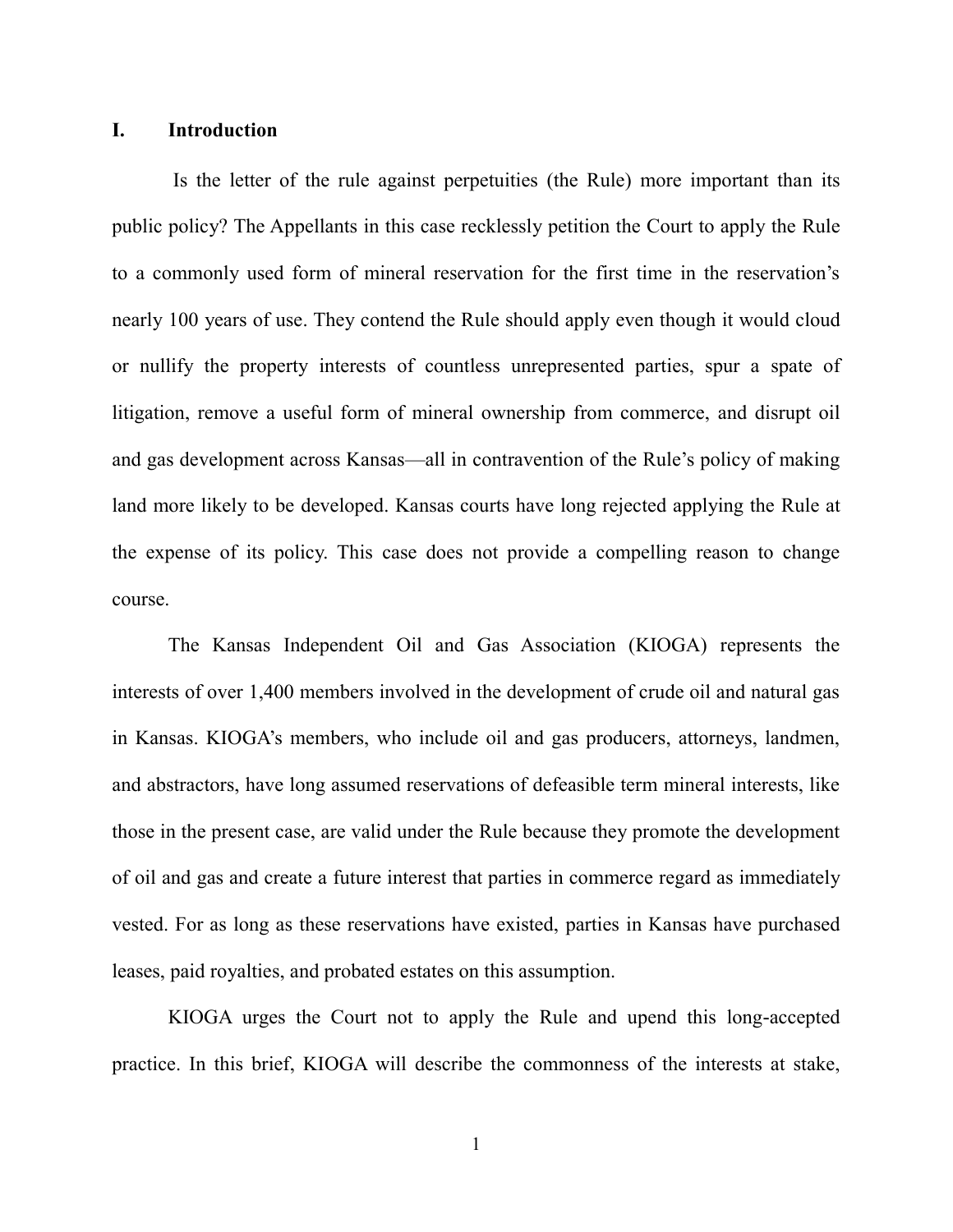## I. Introduction

Is the letter of the rule against perpetuities (the Rule) more important than its public policy? The Appellants in this case recklessly petition the Court to apply the Rule to a commonly used form of mineral reservation for the first time in the reservation's nearly 100 years of use. They contend the Rule should apply even though it would cloud or nullify the property interests of countless unrepresented parties, spur a spate of litigation, remove a useful form of mineral ownership from commerce, and disrupt oil and gas development across Kansas—all in contravention of the Rule's policy of making land more likely to be developed. Kansas courts have long rejected applying the Rule at the expense of its policy. This case does not provide a compelling reason to change course.

The Kansas Independent Oil and Gas Association (KIOGA) represents the interests of over 1,400 members involved in the development of crude oil and natural gas in Kansas. KIOGA's members, who include oil and gas producers, attorneys, landmen, and abstractors, have long assumed reservations of defeasible term mineral interests, like those in the present case, are valid under the Rule because they promote the development of oil and gas and create a future interest that parties in commerce regard as immediately vested. For as long as these reservations have existed, parties in Kansas have purchased leases, paid royalties, and probated estates on this assumption.

KIOGA urges the Court not to apply the Rule and upend this long-accepted practice. In this brief, KIOGA will describe the commonness of the interests at stake,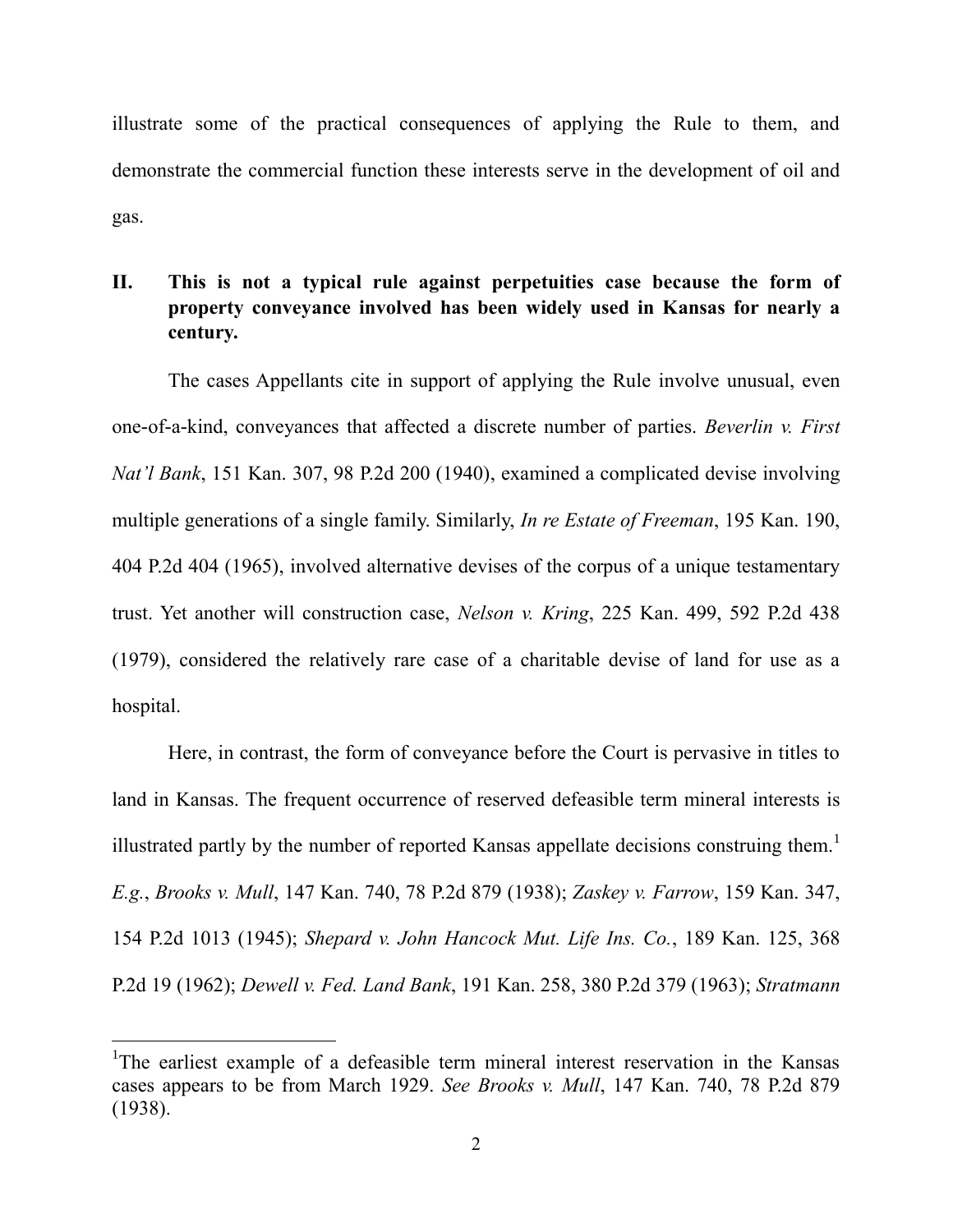illustrate some of the practical consequences of applying the Rule to them, and demonstrate the commercial function these interests serve in the development of oil and gas.

## II. This is not a typical rule against perpetuities case because the form of property conveyance involved has been widely used in Kansas for nearly a century.

The cases Appellants cite in support of applying the Rule involve unusual, even one-of-a-kind, conveyances that affected a discrete number of parties. *Beverlin v. First Nat'l Bank*, 151 Kan. 307, 98 P.2d 200 (1940), examined a complicated devise involving multiple generations of a single family. Similarly, *In re Estate of Freeman*, 195 Kan. 190, 404 P.2d 404 (1965), involved alternative devises of the corpus of a unique testamentary trust. Yet another will construction case, *Nelson v. Kring*, 225 Kan. 499, 592 P.2d 438 (1979), considered the relatively rare case of a charitable devise of land for use as a hospital.

Here, in contrast, the form of conveyance before the Court is pervasive in titles to land in Kansas. The frequent occurrence of reserved defeasible term mineral interests is illustrated partly by the number of reported Kansas appellate decisions construing them.[1] *E.g.*, *Brooks v. Mull*, 147 Kan. 740, 78 P.2d 879 (1938); *Zaskey v. Farrow*, 159 Kan. 347, 154 P.2d 1013 (1945); *Shepard v. John Hancock Mut. Life Ins. Co.*, 189 Kan. 125, 368 P.2d 19 (1962); *Dewell v. Fed. Land Bank*, 191 Kan. 258, 380 P.2d 379 (1963); *Stratmann*

---

[1]The earliest example of a defeasible term mineral interest reservation in the Kansas cases appears to be from March 1929. *See Brooks v. Mull*, 147 Kan. 740, 78 P.2d 879 (1938).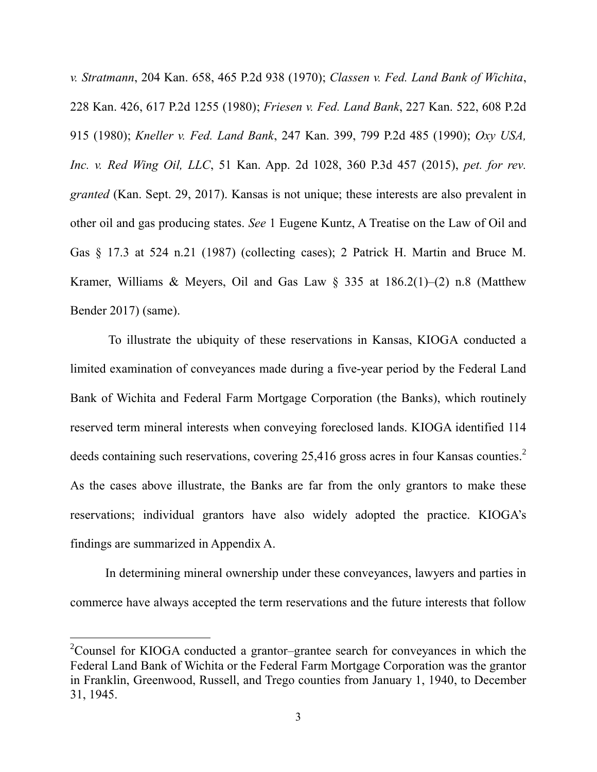*v. Stratmann*, 204 Kan. 658, 465 P.2d 938 (1970); *Classen v. Fed. Land Bank of Wichita*, 228 Kan. 426, 617 P.2d 1255 (1980); *Friesen v. Fed. Land Bank*, 227 Kan. 522, 608 P.2d 915 (1980); *Kneller v. Fed. Land Bank*, 247 Kan. 399, 799 P.2d 485 (1990); *Oxy USA, Inc. v. Red Wing Oil, LLC*, 51 Kan. App. 2d 1028, 360 P.3d 457 (2015), *pet. for rev. granted* (Kan. Sept. 29, 2017). Kansas is not unique; these interests are also prevalent in other oil and gas producing states. *See* 1 Eugene Kuntz, A Treatise on the Law of Oil and Gas § 17.3 at 524 n.21 (1987) (collecting cases); 2 Patrick H. Martin and Bruce M. Kramer, Williams & Meyers, Oil and Gas Law § 335 at 186.2(1)–(2) n.8 (Matthew Bender 2017) (same).

To illustrate the ubiquity of these reservations in Kansas, KIOGA conducted a limited examination of conveyances made during a five-year period by the Federal Land Bank of Wichita and Federal Farm Mortgage Corporation (the Banks), which routinely reserved term mineral interests when conveying foreclosed lands. KIOGA identified 114 deeds containing such reservations, covering 25,416 gross acres in four Kansas counties.[2] As the cases above illustrate, the Banks are far from the only grantors to make these reservations; individual grantors have also widely adopted the practice. KIOGA's findings are summarized in Appendix A.

In determining mineral ownership under these conveyances, lawyers and parties in commerce have always accepted the term reservations and the future interests that follow

[2] Counsel for KIOGA conducted a grantor–grantee search for conveyances in which the Federal Land Bank of Wichita or the Federal Farm Mortgage Corporation was the grantor in Franklin, Greenwood, Russell, and Trego counties from January 1, 1940, to December 31, 1945.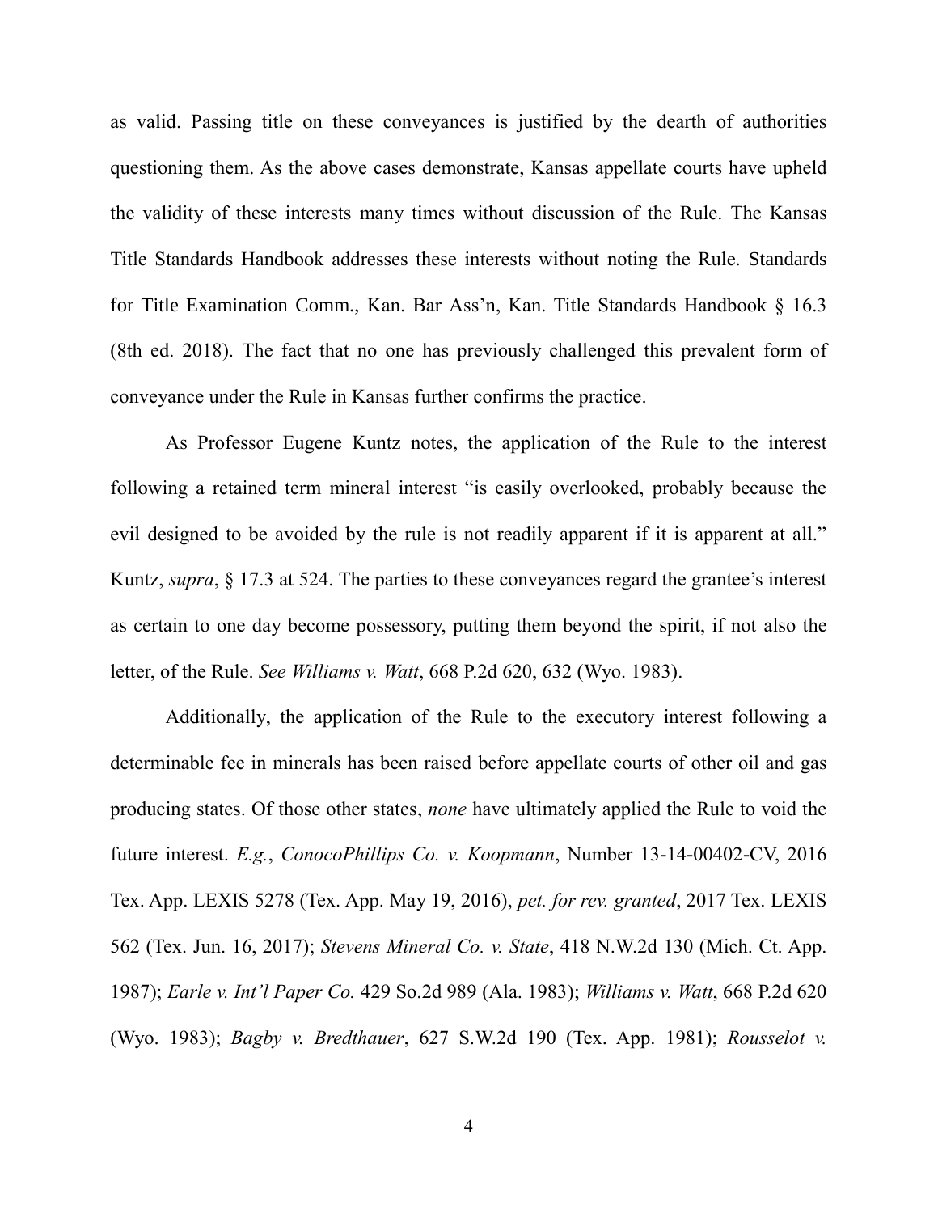as valid. Passing title on these conveyances is justified by the dearth of authorities questioning them. As the above cases demonstrate, Kansas appellate courts have upheld the validity of these interests many times without discussion of the Rule. The Kansas Title Standards Handbook addresses these interests without noting the Rule. Standards for Title Examination Comm., Kan. Bar Ass'n, Kan. Title Standards Handbook § 16.3 (8th ed. 2018). The fact that no one has previously challenged this prevalent form of conveyance under the Rule in Kansas further confirms the practice.

As Professor Eugene Kuntz notes, the application of the Rule to the interest following a retained term mineral interest "is easily overlooked, probably because the evil designed to be avoided by the rule is not readily apparent if it is apparent at all." Kuntz, *supra*, § 17.3 at 524. The parties to these conveyances regard the grantee's interest as certain to one day become possessory, putting them beyond the spirit, if not also the letter, of the Rule. *See Williams v. Watt*, 668 P.2d 620, 632 (Wyo. 1983).

Additionally, the application of the Rule to the executory interest following a determinable fee in minerals has been raised before appellate courts of other oil and gas producing states. Of those other states, *none* have ultimately applied the Rule to void the future interest. *E.g.*, *ConocoPhillips Co. v. Koopmann*, Number 13-14-00402-CV, 2016 Tex. App. LEXIS 5278 (Tex. App. May 19, 2016), *pet. for rev. granted*, 2017 Tex. LEXIS 562 (Tex. Jun. 16, 2017); *Stevens Mineral Co. v. State*, 418 N.W.2d 130 (Mich. Ct. App. 1987); *Earle v. Int'l Paper Co.* 429 So.2d 989 (Ala. 1983); *Williams v. Watt*, 668 P.2d 620 (Wyo. 1983); *Bagby v. Bredthauer*, 627 S.W.2d 190 (Tex. App. 1981); *Rousselot v.*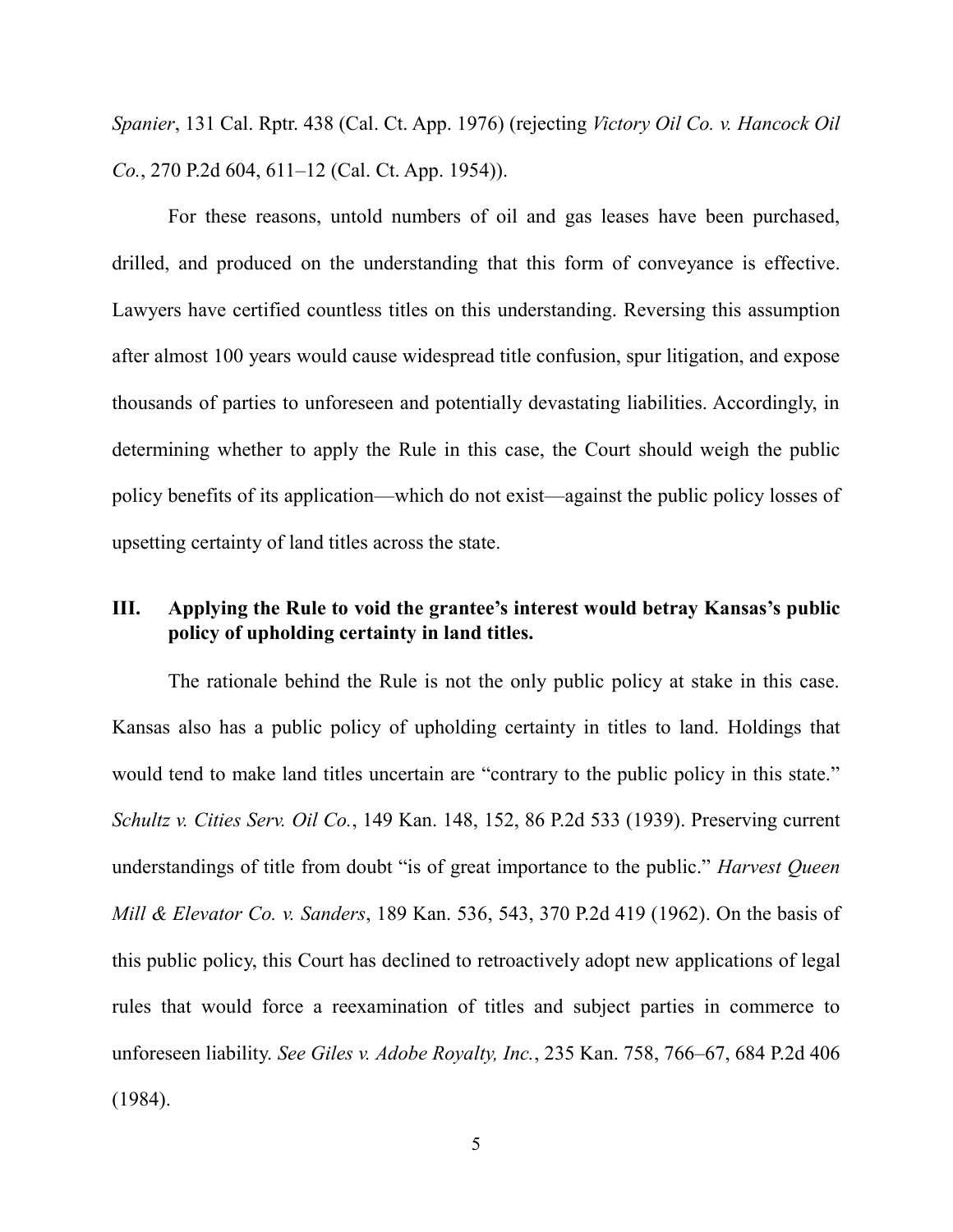*Spanier*, 131 Cal. Rptr. 438 (Cal. Ct. App. 1976) (rejecting *Victory Oil Co. v. Hancock Oil Co.*, 270 P.2d 604, 611–12 (Cal. Ct. App. 1954)).

For these reasons, untold numbers of oil and gas leases have been purchased, drilled, and produced on the understanding that this form of conveyance is effective. Lawyers have certified countless titles on this understanding. Reversing this assumption after almost 100 years would cause widespread title confusion, spur litigation, and expose thousands of parties to unforeseen and potentially devastating liabilities. Accordingly, in determining whether to apply the Rule in this case, the Court should weigh the public policy benefits of its application—which do not exist—against the public policy losses of upsetting certainty of land titles across the state.

## III. Applying the Rule to void the grantee's interest would betray Kansas's public policy of upholding certainty in land titles.

The rationale behind the Rule is not the only public policy at stake in this case. Kansas also has a public policy of upholding certainty in titles to land. Holdings that would tend to make land titles uncertain are "contrary to the public policy in this state." *Schultz v. Cities Serv. Oil Co.*, 149 Kan. 148, 152, 86 P.2d 533 (1939). Preserving current understandings of title from doubt "is of great importance to the public." *Harvest Queen Mill & Elevator Co. v. Sanders*, 189 Kan. 536, 543, 370 P.2d 419 (1962). On the basis of this public policy, this Court has declined to retroactively adopt new applications of legal rules that would force a reexamination of titles and subject parties in commerce to unforeseen liability. *See Giles v. Adobe Royalty, Inc.*, 235 Kan. 758, 766–67, 684 P.2d 406 (1984).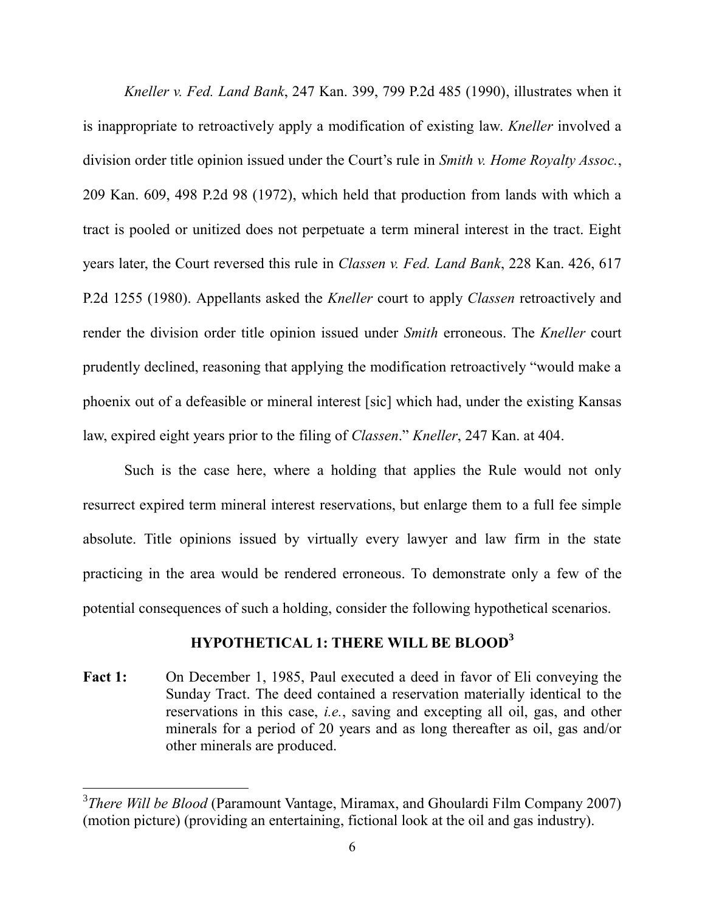*Kneller v. Fed. Land Bank*, 247 Kan. 399, 799 P.2d 485 (1990), illustrates when it is inappropriate to retroactively apply a modification of existing law. *Kneller* involved a division order title opinion issued under the Court's rule in *Smith v. Home Royalty Assoc.*, 209 Kan. 609, 498 P.2d 98 (1972), which held that production from lands with which a tract is pooled or unitized does not perpetuate a term mineral interest in the tract. Eight years later, the Court reversed this rule in *Classen v. Fed. Land Bank*, 228 Kan. 426, 617 P.2d 1255 (1980). Appellants asked the *Kneller* court to apply *Classen* retroactively and render the division order title opinion issued under *Smith* erroneous. The *Kneller* court prudently declined, reasoning that applying the modification retroactively "would make a phoenix out of a defeasible or mineral interest [sic] which had, under the existing Kansas law, expired eight years prior to the filing of *Classen*." *Kneller*, 247 Kan. at 404.

Such is the case here, where a holding that applies the Rule would not only resurrect expired term mineral interest reservations, but enlarge them to a full fee simple absolute. Title opinions issued by virtually every lawyer and law firm in the state practicing in the area would be rendered erroneous. To demonstrate only a few of the potential consequences of such a holding, consider the following hypothetical scenarios.

## HYPOTHETICAL 1: THERE WILL BE BLOOD[3]

**Fact 1:** On December 1, 1985, Paul executed a deed in favor of Eli conveying the Sunday Tract. The deed contained a reservation materially identical to the reservations in this case, *i.e.*, saving and excepting all oil, gas, and other minerals for a period of 20 years and as long thereafter as oil, gas and/or other minerals are produced.

---

[3] *There Will be Blood* (Paramount Vantage, Miramax, and Ghoulardi Film Company 2007) (motion picture) (providing an entertaining, fictional look at the oil and gas industry).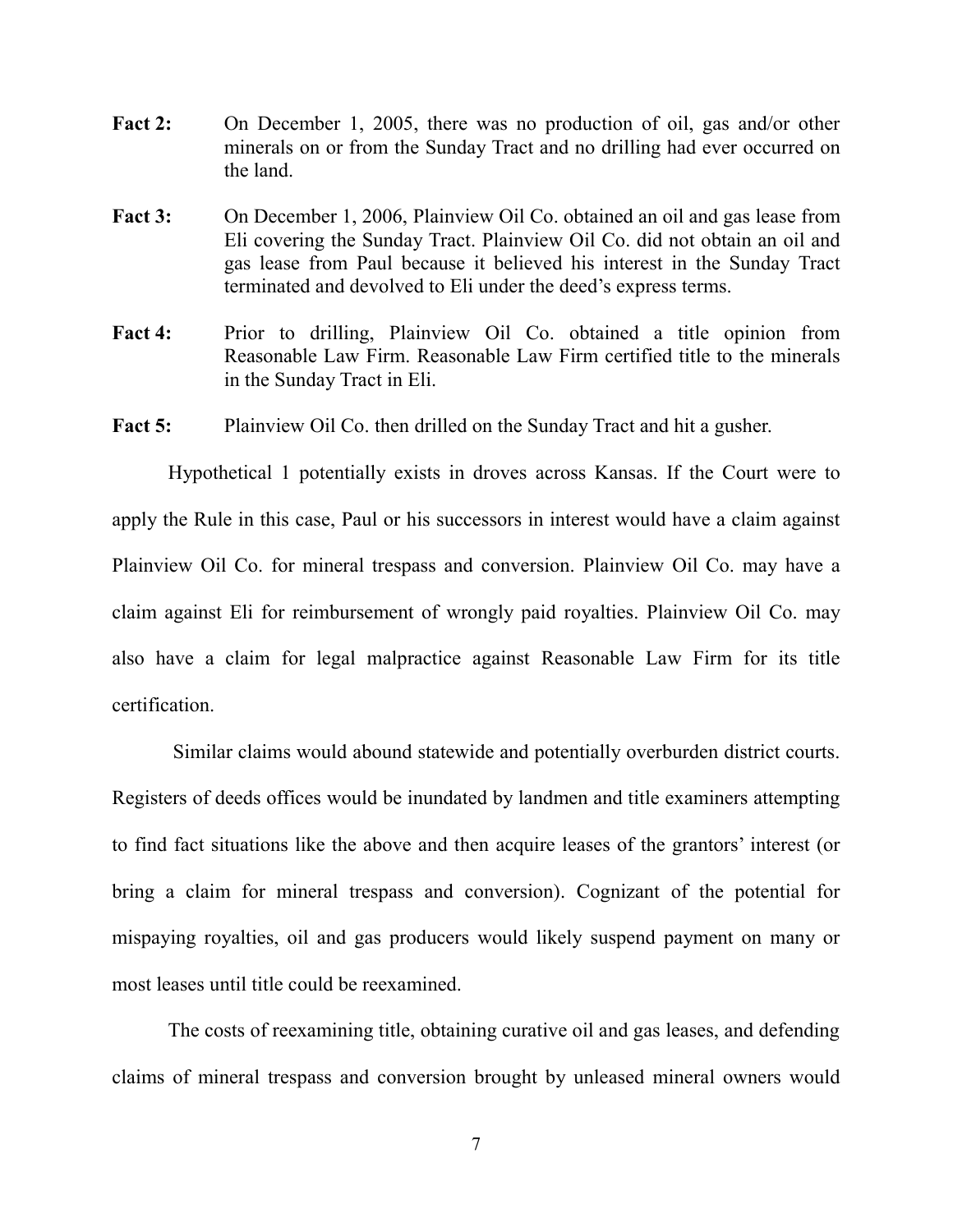**Fact 2:** On December 1, 2005, there was no production of oil, gas and/or other minerals on or from the Sunday Tract and no drilling had ever occurred on the land.

**Fact 3:** On December 1, 2006, Plainview Oil Co. obtained an oil and gas lease from Eli covering the Sunday Tract. Plainview Oil Co. did not obtain an oil and gas lease from Paul because it believed his interest in the Sunday Tract terminated and devolved to Eli under the deed's express terms.

**Fact 4:** Prior to drilling, Plainview Oil Co. obtained a title opinion from Reasonable Law Firm. Reasonable Law Firm certified title to the minerals in the Sunday Tract in Eli.

**Fact 5:** Plainview Oil Co. then drilled on the Sunday Tract and hit a gusher.

Hypothetical 1 potentially exists in droves across Kansas. If the Court were to apply the Rule in this case, Paul or his successors in interest would have a claim against Plainview Oil Co. for mineral trespass and conversion. Plainview Oil Co. may have a claim against Eli for reimbursement of wrongly paid royalties. Plainview Oil Co. may also have a claim for legal malpractice against Reasonable Law Firm for its title certification.

Similar claims would abound statewide and potentially overburden district courts. Registers of deeds offices would be inundated by landmen and title examiners attempting to find fact situations like the above and then acquire leases of the grantors' interest (or bring a claim for mineral trespass and conversion). Cognizant of the potential for mispaying royalties, oil and gas producers would likely suspend payment on many or most leases until title could be reexamined.

The costs of reexamining title, obtaining curative oil and gas leases, and defending claims of mineral trespass and conversion brought by unleased mineral owners would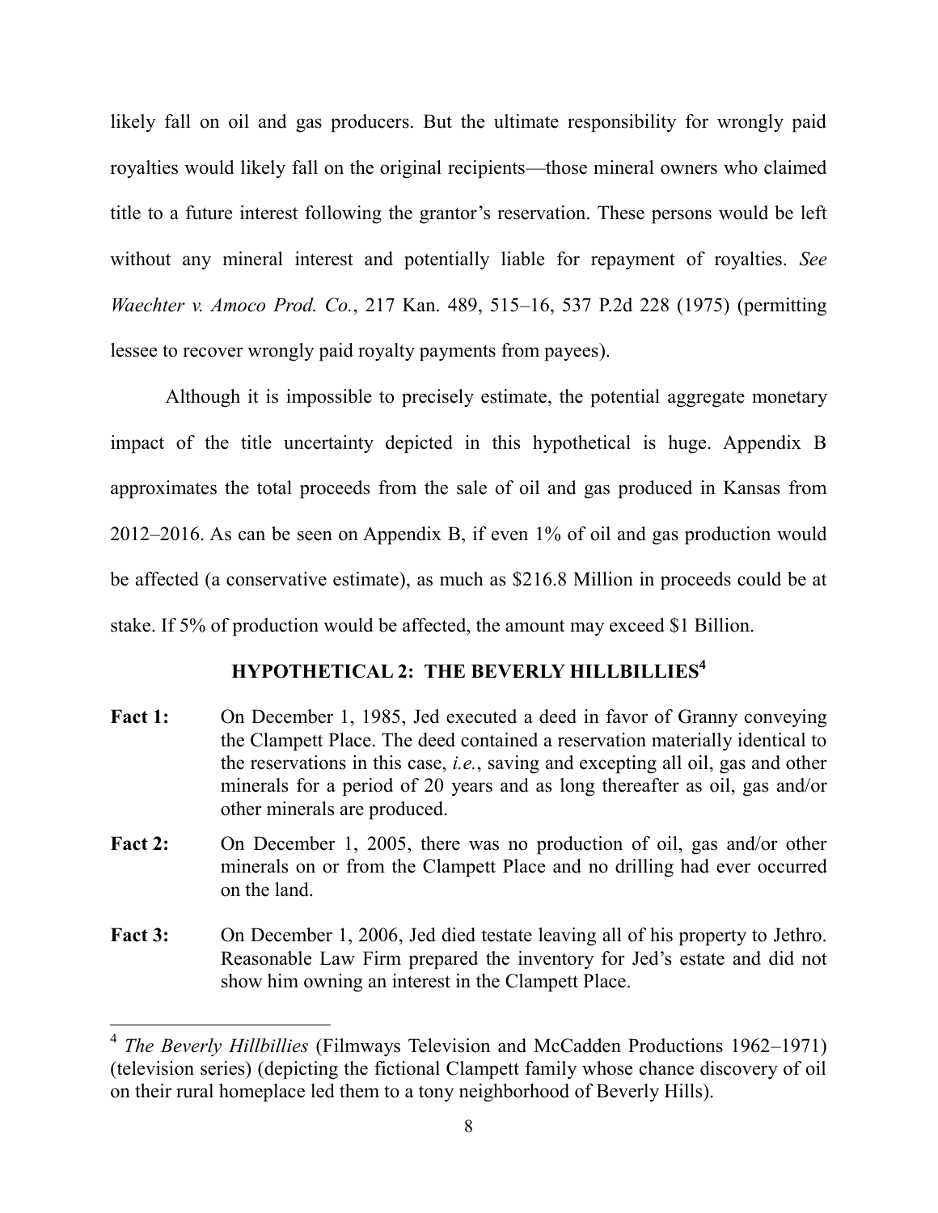likely fall on oil and gas producers. But the ultimate responsibility for wrongly paid royalties would likely fall on the original recipients—those mineral owners who claimed title to a future interest following the grantor's reservation. These persons would be left without any mineral interest and potentially liable for repayment of royalties. *See Waechter v. Amoco Prod. Co.*, 217 Kan. 489, 515–16, 537 P.2d 228 (1975) (permitting lessee to recover wrongly paid royalty payments from payees).

Although it is impossible to precisely estimate, the potential aggregate monetary impact of the title uncertainty depicted in this hypothetical is huge. Appendix B approximates the total proceeds from the sale of oil and gas produced in Kansas from 2012–2016. As can be seen on Appendix B, if even 1% of oil and gas production would be affected (a conservative estimate), as much as $216.8 Million in proceeds could be at stake. If 5% of production would be affected, the amount may exceed $1 Billion.

## HYPOTHETICAL 2: THE BEVERLY HILLBILLIES[4]

**Fact 1:** On December 1, 1985, Jed executed a deed in favor of Granny conveying the Clampett Place. The deed contained a reservation materially identical to the reservations in this case, *i.e.*, saving and excepting all oil, gas and other minerals for a period of 20 years and as long thereafter as oil, gas and/or other minerals are produced.

**Fact 2:** On December 1, 2005, there was no production of oil, gas and/or other minerals on or from the Clampett Place and no drilling had ever occurred on the land.

**Fact 3:** On December 1, 2006, Jed died testate leaving all of his property to Jethro. Reasonable Law Firm prepared the inventory for Jed's estate and did not show him owning an interest in the Clampett Place.

---

[4] *The Beverly Hillbillies* (Filmways Television and McCadden Productions 1962–1971) (television series) (depicting the fictional Clampett family whose chance discovery of oil on their rural homeplace led them to a tony neighborhood of Beverly Hills).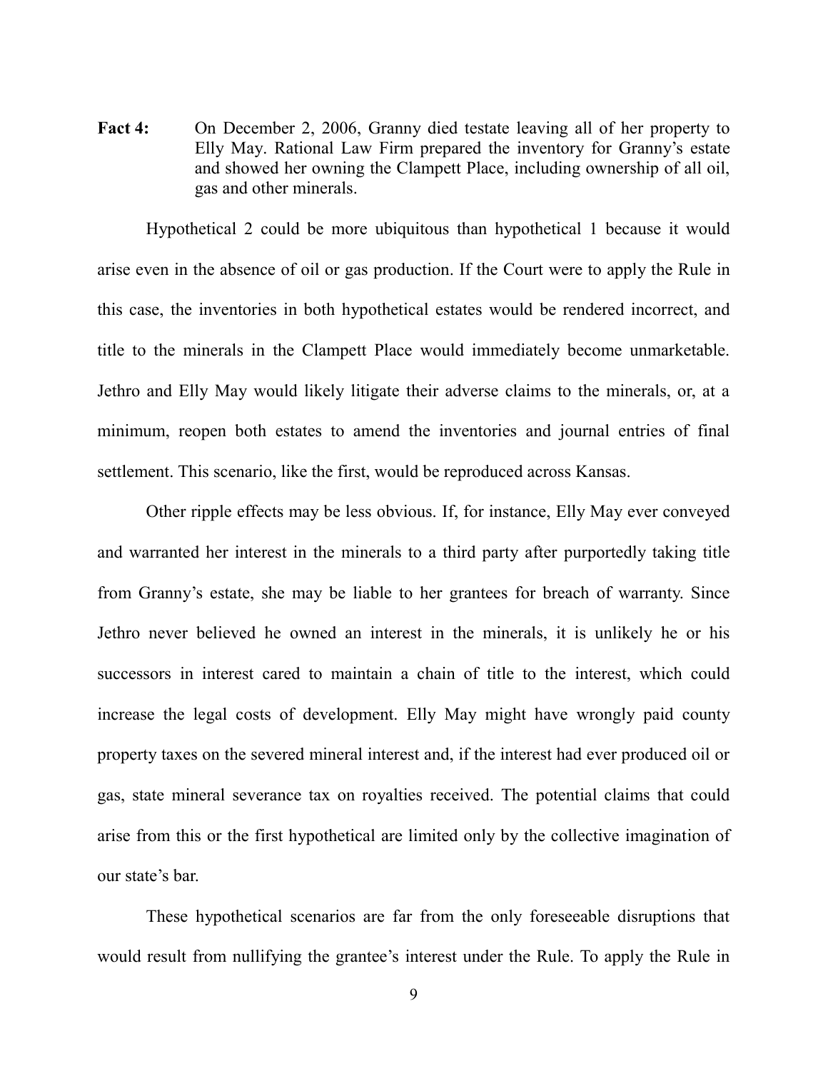**Fact 4:** On December 2, 2006, Granny died testate leaving all of her property to Elly May. Rational Law Firm prepared the inventory for Granny's estate and showed her owning the Clampett Place, including ownership of all oil, gas and other minerals.

Hypothetical 2 could be more ubiquitous than hypothetical 1 because it would arise even in the absence of oil or gas production. If the Court were to apply the Rule in this case, the inventories in both hypothetical estates would be rendered incorrect, and title to the minerals in the Clampett Place would immediately become unmarketable. Jethro and Elly May would likely litigate their adverse claims to the minerals, or, at a minimum, reopen both estates to amend the inventories and journal entries of final settlement. This scenario, like the first, would be reproduced across Kansas.

Other ripple effects may be less obvious. If, for instance, Elly May ever conveyed and warranted her interest in the minerals to a third party after purportedly taking title from Granny's estate, she may be liable to her grantees for breach of warranty. Since Jethro never believed he owned an interest in the minerals, it is unlikely he or his successors in interest cared to maintain a chain of title to the interest, which could increase the legal costs of development. Elly May might have wrongly paid county property taxes on the severed mineral interest and, if the interest had ever produced oil or gas, state mineral severance tax on royalties received. The potential claims that could arise from this or the first hypothetical are limited only by the collective imagination of our state's bar.

These hypothetical scenarios are far from the only foreseeable disruptions that would result from nullifying the grantee's interest under the Rule. To apply the Rule in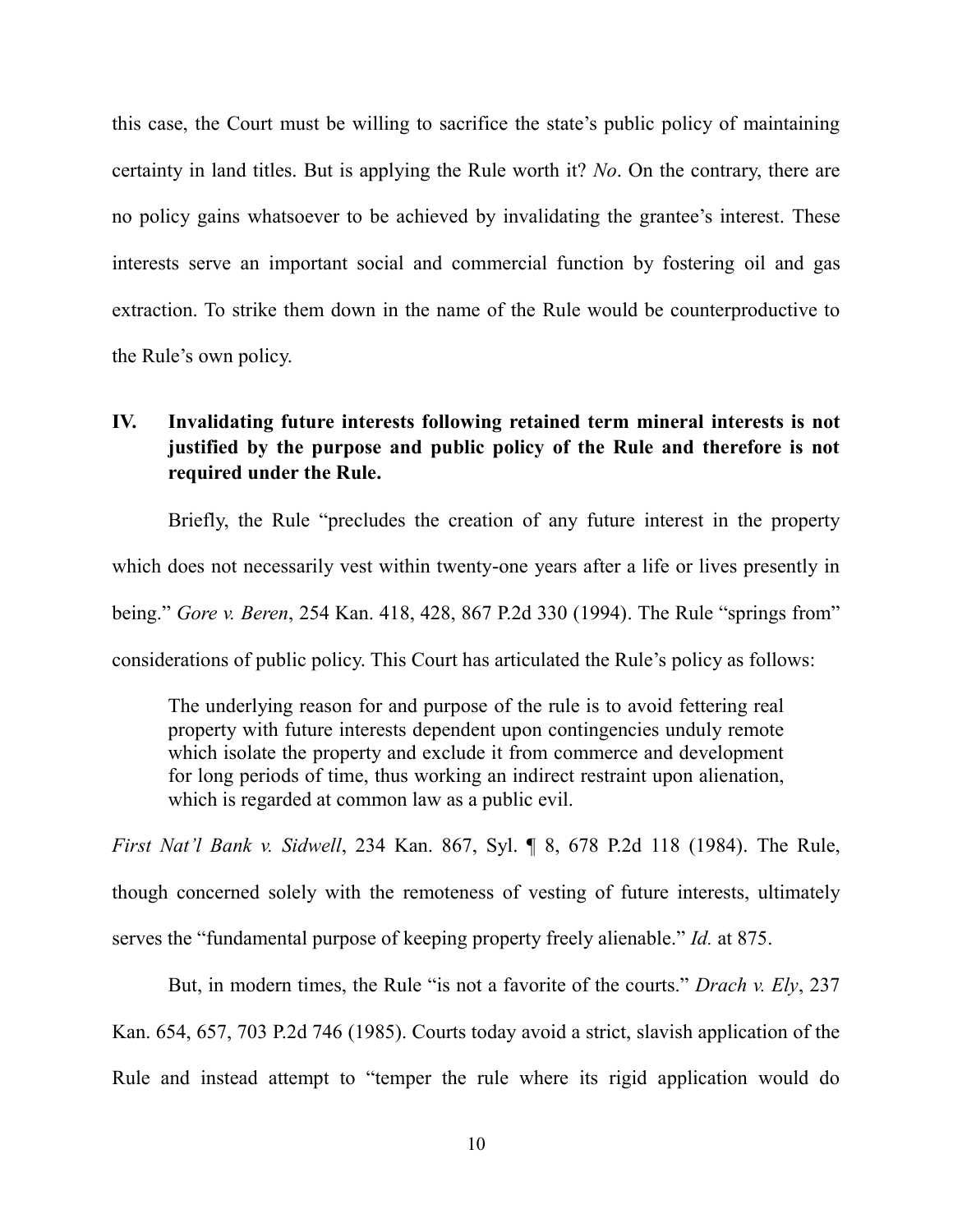this case, the Court must be willing to sacrifice the state's public policy of maintaining certainty in land titles. But is applying the Rule worth it? *No*. On the contrary, there are no policy gains whatsoever to be achieved by invalidating the grantee's interest. These interests serve an important social and commercial function by fostering oil and gas extraction. To strike them down in the name of the Rule would be counterproductive to the Rule's own policy.

## IV. Invalidating future interests following retained term mineral interests is not justified by the purpose and public policy of the Rule and therefore is not required under the Rule.

Briefly, the Rule "precludes the creation of any future interest in the property which does not necessarily vest within twenty-one years after a life or lives presently in being." *Gore v. Beren*, 254 Kan. 418, 428, 867 P.2d 330 (1994). The Rule "springs from" considerations of public policy. This Court has articulated the Rule's policy as follows:

> The underlying reason for and purpose of the rule is to avoid fettering real property with future interests dependent upon contingencies unduly remote which isolate the property and exclude it from commerce and development for long periods of time, thus working an indirect restraint upon alienation, which is regarded at common law as a public evil.

*First Nat'l Bank v. Sidwell*, 234 Kan. 867, Syl. ¶ 8, 678 P.2d 118 (1984). The Rule, though concerned solely with the remoteness of vesting of future interests, ultimately serves the "fundamental purpose of keeping property freely alienable." *Id.* at 875.

But, in modern times, the Rule "is not a favorite of the courts." *Drach v. Ely*, 237 Kan. 654, 657, 703 P.2d 746 (1985). Courts today avoid a strict, slavish application of the Rule and instead attempt to "temper the rule where its rigid application would do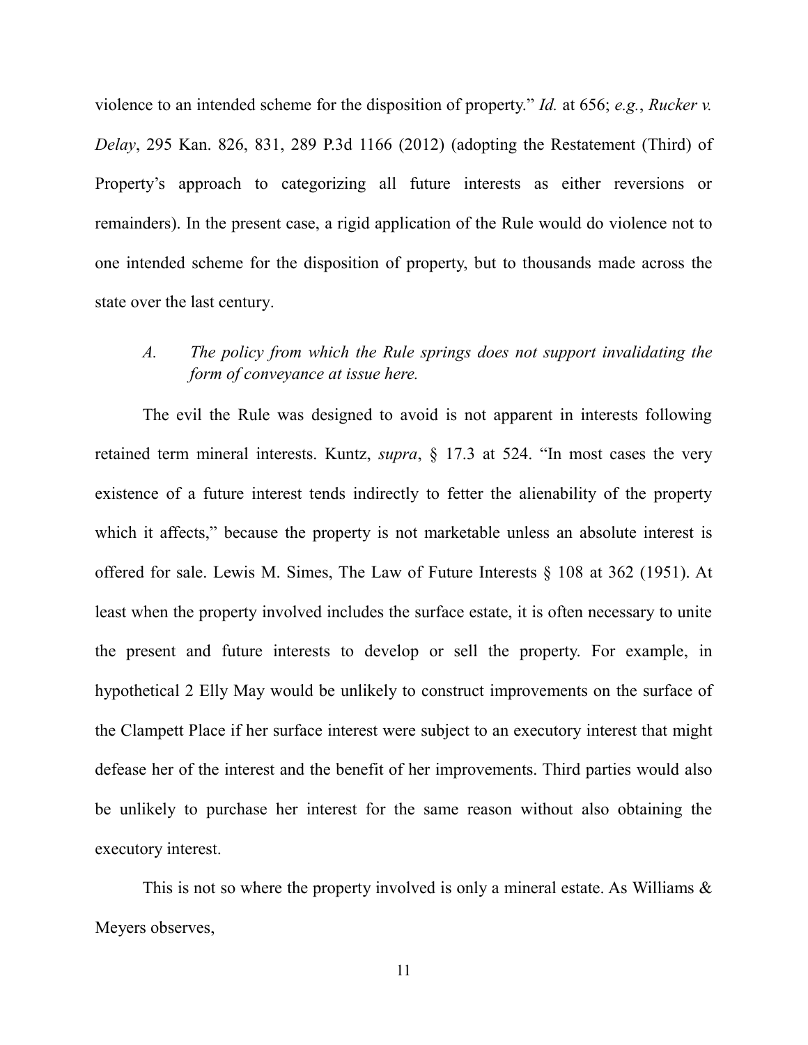violence to an intended scheme for the disposition of property." *Id.* at 656; *e.g.*, *Rucker v. Delay*, 295 Kan. 826, 831, 289 P.3d 1166 (2012) (adopting the Restatement (Third) of Property's approach to categorizing all future interests as either reversions or remainders). In the present case, a rigid application of the Rule would do violence not to one intended scheme for the disposition of property, but to thousands made across the state over the last century.

### A. *The policy from which the Rule springs does not support invalidating the form of conveyance at issue here.*

The evil the Rule was designed to avoid is not apparent in interests following retained term mineral interests. Kuntz, *supra*, § 17.3 at 524. "In most cases the very existence of a future interest tends indirectly to fetter the alienability of the property which it affects," because the property is not marketable unless an absolute interest is offered for sale. Lewis M. Simes, The Law of Future Interests § 108 at 362 (1951). At least when the property involved includes the surface estate, it is often necessary to unite the present and future interests to develop or sell the property. For example, in hypothetical 2 Elly May would be unlikely to construct improvements on the surface of the Clampett Place if her surface interest were subject to an executory interest that might defease her of the interest and the benefit of her improvements. Third parties would also be unlikely to purchase her interest for the same reason without also obtaining the executory interest.

This is not so where the property involved is only a mineral estate. As Williams & Meyers observes,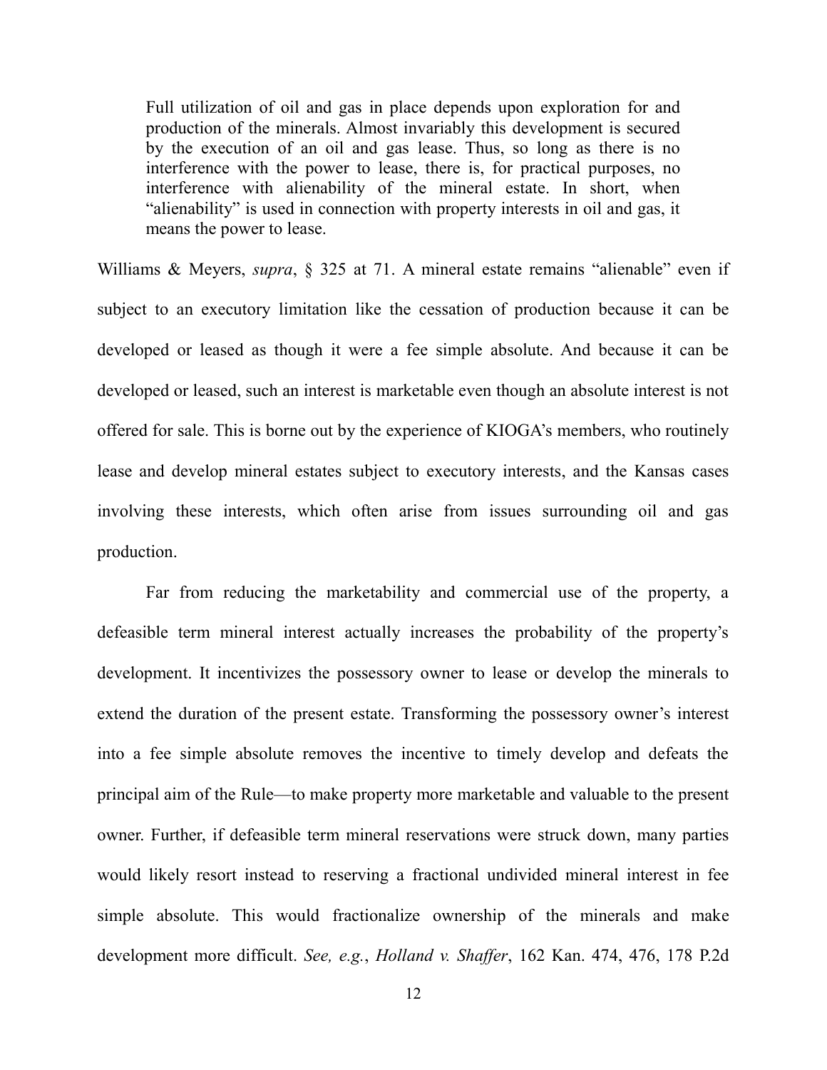> Full utilization of oil and gas in place depends upon exploration for and production of the minerals. Almost invariably this development is secured by the execution of an oil and gas lease. Thus, so long as there is no interference with the power to lease, there is, for practical purposes, no interference with alienability of the mineral estate. In short, when "alienability" is used in connection with property interests in oil and gas, it means the power to lease.

Williams & Meyers, *supra*, § 325 at 71. A mineral estate remains "alienable" even if subject to an executory limitation like the cessation of production because it can be developed or leased as though it were a fee simple absolute. And because it can be developed or leased, such an interest is marketable even though an absolute interest is not offered for sale. This is borne out by the experience of KIOGA's members, who routinely lease and develop mineral estates subject to executory interests, and the Kansas cases involving these interests, which often arise from issues surrounding oil and gas production.

Far from reducing the marketability and commercial use of the property, a defeasible term mineral interest actually increases the probability of the property's development. It incentivizes the possessory owner to lease or develop the minerals to extend the duration of the present estate. Transforming the possessory owner's interest into a fee simple absolute removes the incentive to timely develop and defeats the principal aim of the Rule—to make property more marketable and valuable to the present owner. Further, if defeasible term mineral reservations were struck down, many parties would likely resort instead to reserving a fractional undivided mineral interest in fee simple absolute. This would fractionalize ownership of the minerals and make development more difficult. *See, e.g.*, *Holland v. Shaffer*, 162 Kan. 474, 476, 178 P.2d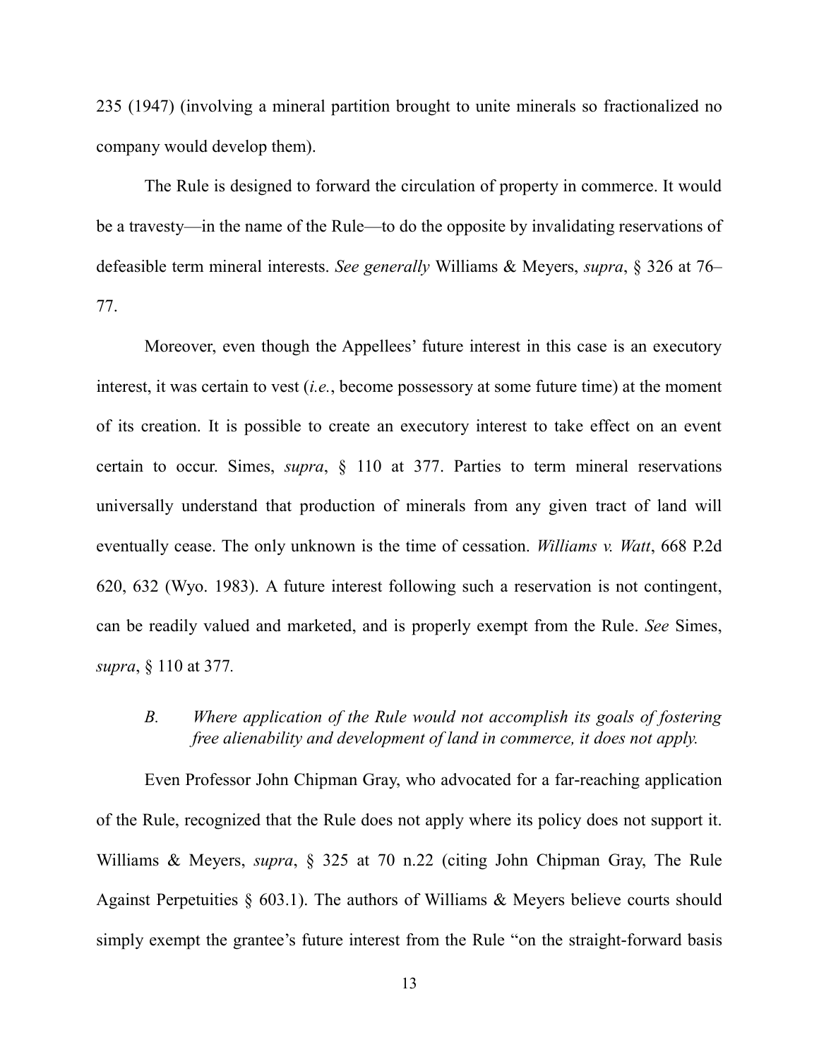235 (1947) (involving a mineral partition brought to unite minerals so fractionalized no company would develop them).

The Rule is designed to forward the circulation of property in commerce. It would be a travesty—in the name of the Rule—to do the opposite by invalidating reservations of defeasible term mineral interests. *See generally* Williams & Meyers, *supra*, § 326 at 76–77.

Moreover, even though the Appellees' future interest in this case is an executory interest, it was certain to vest (*i.e.*, become possessory at some future time) at the moment of its creation. It is possible to create an executory interest to take effect on an event certain to occur. Simes, *supra*, § 110 at 377. Parties to term mineral reservations universally understand that production of minerals from any given tract of land will eventually cease. The only unknown is the time of cessation. *Williams v. Watt*, 668 P.2d 620, 632 (Wyo. 1983). A future interest following such a reservation is not contingent, can be readily valued and marketed, and is properly exempt from the Rule. *See* Simes, *supra*, § 110 at 377.

### *B. Where application of the Rule would not accomplish its goals of fostering free alienability and development of land in commerce, it does not apply.*

Even Professor John Chipman Gray, who advocated for a far-reaching application of the Rule, recognized that the Rule does not apply where its policy does not support it. Williams & Meyers, *supra*, § 325 at 70 n.22 (citing John Chipman Gray, The Rule Against Perpetuities § 603.1). The authors of Williams & Meyers believe courts should simply exempt the grantee's future interest from the Rule "on the straight-forward basis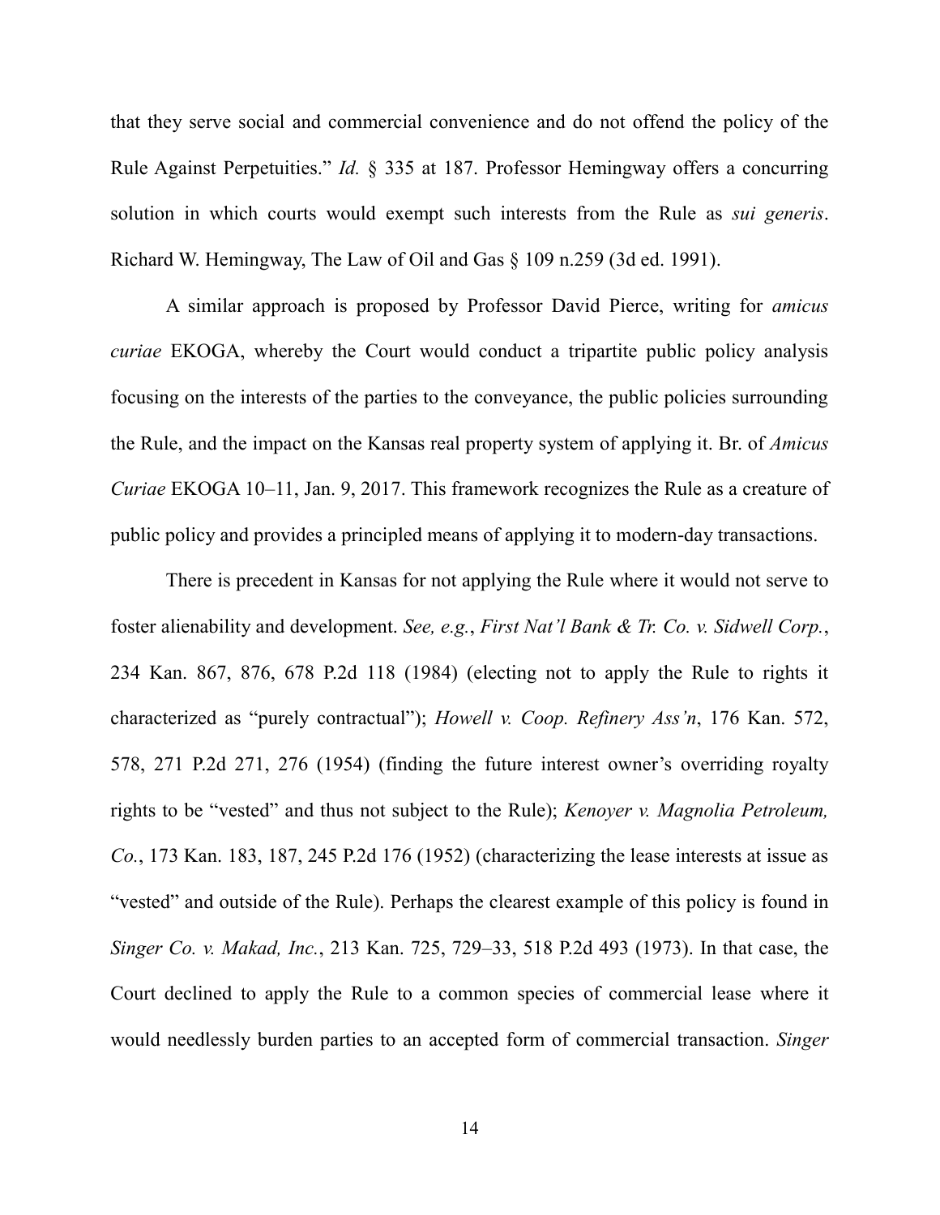that they serve social and commercial convenience and do not offend the policy of the Rule Against Perpetuities." *Id.* § 335 at 187. Professor Hemingway offers a concurring solution in which courts would exempt such interests from the Rule as *sui generis*. Richard W. Hemingway, The Law of Oil and Gas § 109 n.259 (3d ed. 1991).

A similar approach is proposed by Professor David Pierce, writing for *amicus curiae* EKOGA, whereby the Court would conduct a tripartite public policy analysis focusing on the interests of the parties to the conveyance, the public policies surrounding the Rule, and the impact on the Kansas real property system of applying it. Br. of *Amicus Curiae* EKOGA 10–11, Jan. 9, 2017. This framework recognizes the Rule as a creature of public policy and provides a principled means of applying it to modern-day transactions.

There is precedent in Kansas for not applying the Rule where it would not serve to foster alienability and development. *See, e.g.*, *First Nat'l Bank & Tr. Co. v. Sidwell Corp.*, 234 Kan. 867, 876, 678 P.2d 118 (1984) (electing not to apply the Rule to rights it characterized as "purely contractual"); *Howell v. Coop. Refinery Ass'n*, 176 Kan. 572, 578, 271 P.2d 271, 276 (1954) (finding the future interest owner's overriding royalty rights to be "vested" and thus not subject to the Rule); *Kenoyer v. Magnolia Petroleum, Co.*, 173 Kan. 183, 187, 245 P.2d 176 (1952) (characterizing the lease interests at issue as "vested" and outside of the Rule). Perhaps the clearest example of this policy is found in *Singer Co. v. Makad, Inc.*, 213 Kan. 725, 729–33, 518 P.2d 493 (1973). In that case, the Court declined to apply the Rule to a common species of commercial lease where it would needlessly burden parties to an accepted form of commercial transaction. *Singer*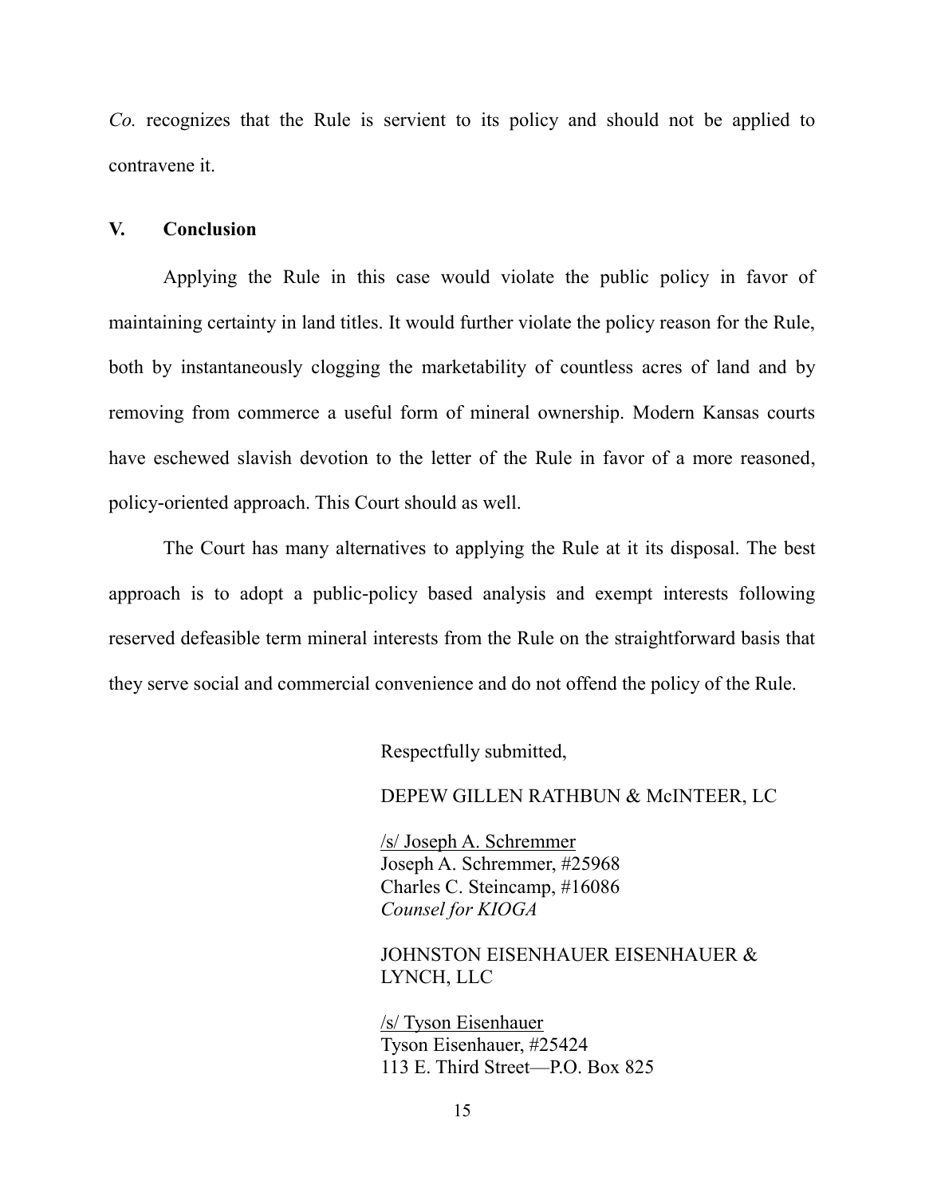*Co.* recognizes that the Rule is servient to its policy and should not be applied to contravene it.

## V. Conclusion

Applying the Rule in this case would violate the public policy in favor of maintaining certainty in land titles. It would further violate the policy reason for the Rule, both by instantaneously clogging the marketability of countless acres of land and by removing from commerce a useful form of mineral ownership. Modern Kansas courts have eschewed slavish devotion to the letter of the Rule in favor of a more reasoned, policy-oriented approach. This Court should as well.

The Court has many alternatives to applying the Rule at it its disposal. The best approach is to adopt a public-policy based analysis and exempt interests following reserved defeasible term mineral interests from the Rule on the straightforward basis that they serve social and commercial convenience and do not offend the policy of the Rule.

Respectfully submitted,

DEPEW GILLEN RATHBUN & McINTEER, LC

/s/ Joseph A. Schremmer
Joseph A. Schremmer, #25968
Charles C. Steincamp, #16086
*Counsel for KIOGA*

JOHNSTON EISENHAUER EISENHAUER & LYNCH, LLC

/s/ Tyson Eisenhauer
Tyson Eisenhauer, #25424
113 E. Third Street—P.O. Box 825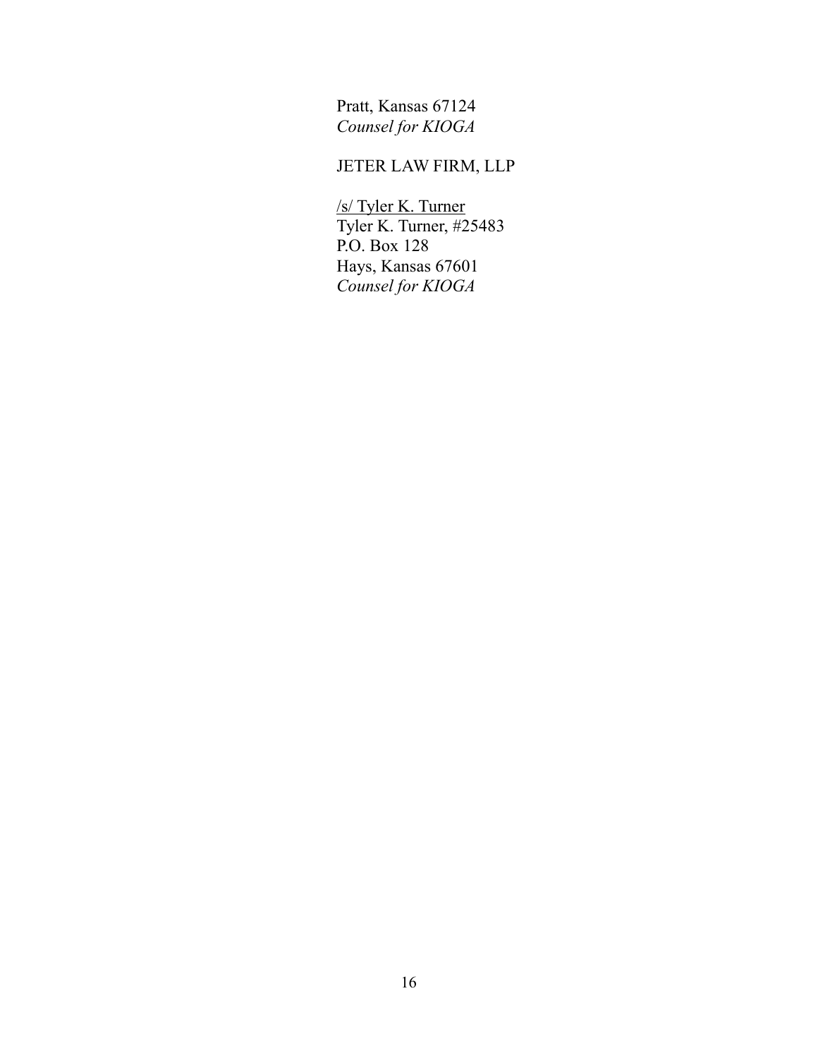Pratt, Kansas 67124
*Counsel for KIOGA*

JETER LAW FIRM, LLP

/s/ Tyler K. Turner
Tyler K. Turner, #25483
P.O. Box 128
Hays, Kansas 67601
*Counsel for KIOGA*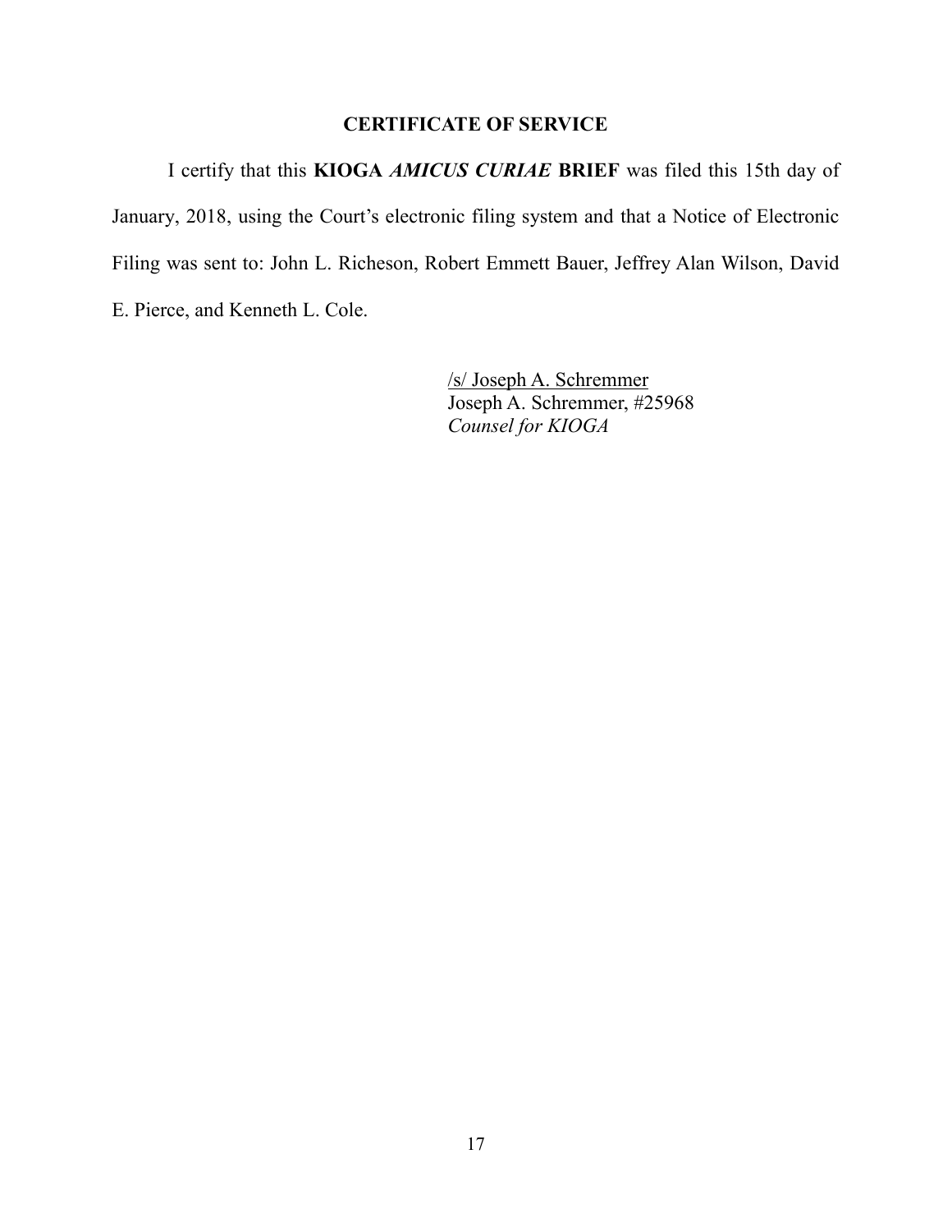## CERTIFICATE OF SERVICE

I certify that this **KIOGA *AMICUS CURIAE* BRIEF** was filed this 15th day of January, 2018, using the Court's electronic filing system and that a Notice of Electronic Filing was sent to: John L. Richeson, Robert Emmett Bauer, Jeffrey Alan Wilson, David E. Pierce, and Kenneth L. Cole.

/s/ Joseph A. Schremmer
Joseph A. Schremmer, #25968
*Counsel for KIOGA*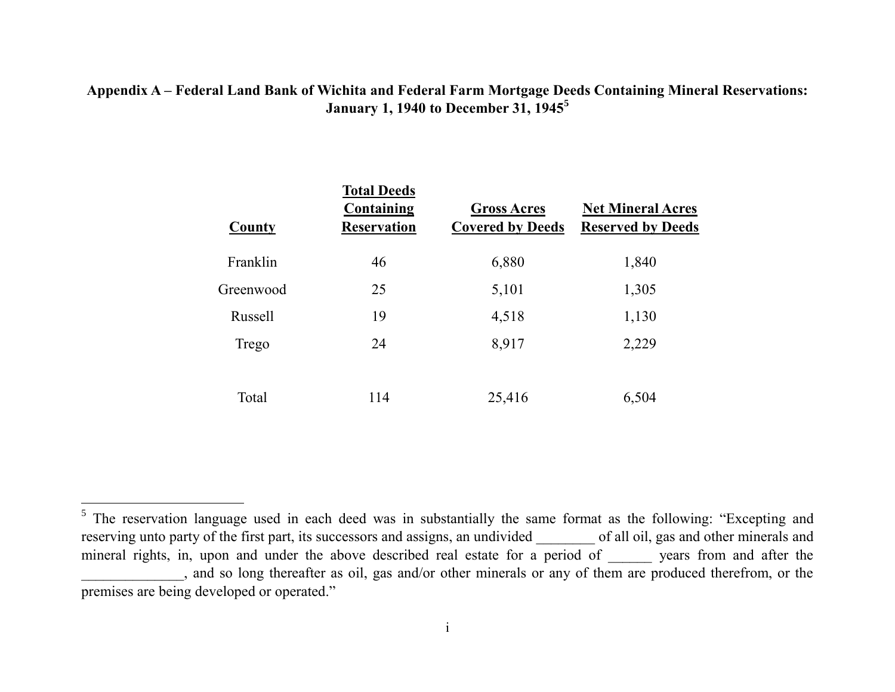**Appendix A – Federal Land Bank of Wichita and Federal Farm Mortgage Deeds Containing Mineral Reservations: January 1, 1940 to December 31, 1945[5]**

| County | Total Deeds Containing Reservation | Gross Acres Covered by Deeds | Net Mineral Acres Reserved by Deeds |
|---|---|---|---|
| Franklin | 46 | 6,880 | 1,840 |
| Greenwood | 25 | 5,101 | 1,305 |
| Russell | 19 | 4,518 | 1,130 |
| Trego | 24 | 8,917 | 2,229 |
| Total | 114 | 25,416 | 6,504 |

[5] The reservation language used in each deed was in substantially the same format as the following: "Excepting and reserving unto party of the first part, its successors and assigns, an undivided ________ of all oil, gas and other minerals and mineral rights, in, upon and under the above described real estate for a period of ______ years from and after the ______________, and so long thereafter as oil, gas and/or other minerals or any of them are produced therefrom, or the premises are being developed or operated."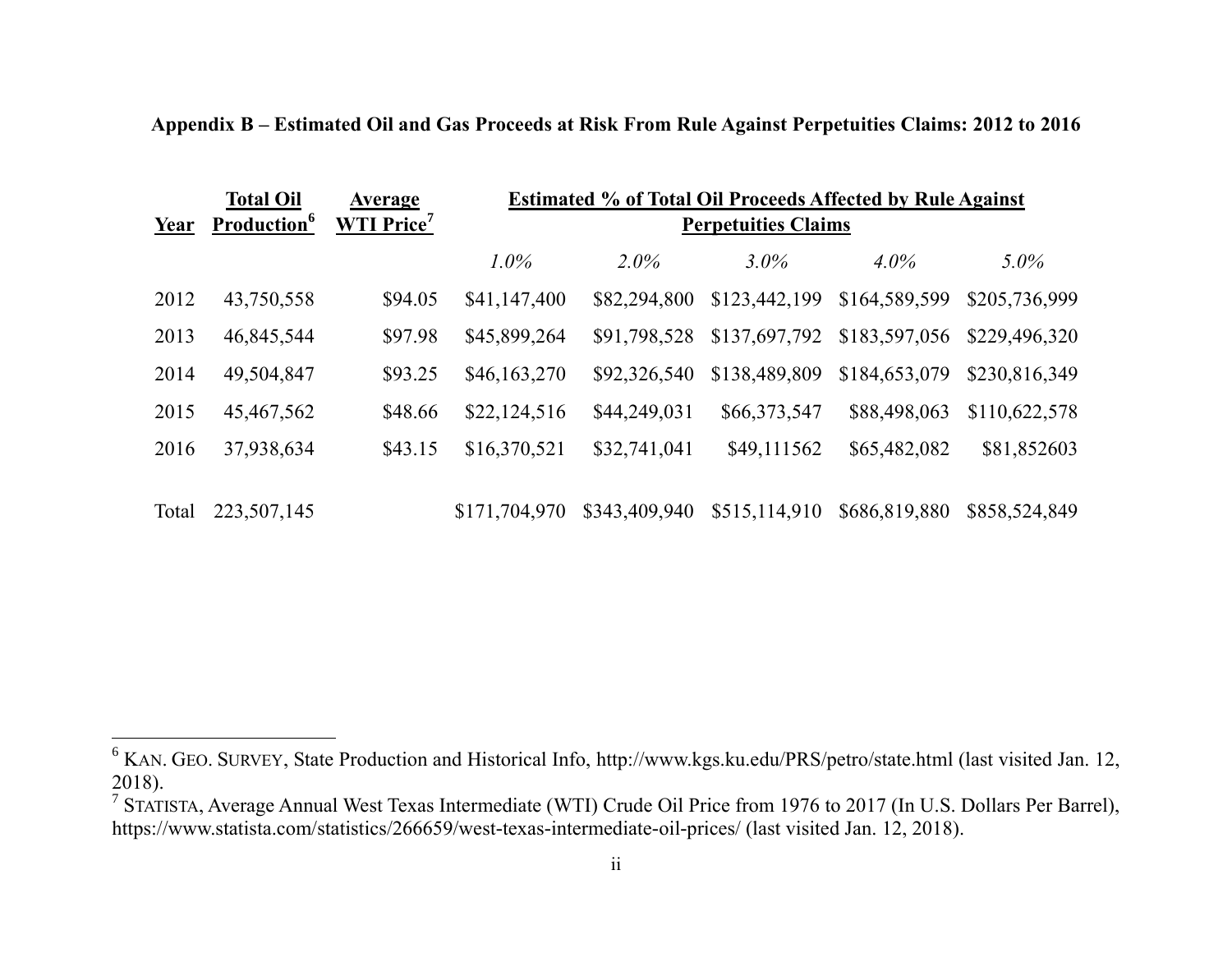**Appendix B – Estimated Oil and Gas Proceeds at Risk From Rule Against Perpetuities Claims: 2012 to 2016**

| Year | Total Oil Production[6] | Average WTI Price[7] | Estimated % of Total Oil Proceeds Affected by Rule Against Perpetuities Claims | | | | |
|---|---|---|---|---|---|---|---|
| | | | *1.0%* | *2.0%* | *3.0%* | *4.0%* | *5.0%* |
| 2012 | 43,750,558 | $94.05 | $41,147,400 | $82,294,800 | $123,442,199 | $164,589,599 | $205,736,999 |
| 2013 | 46,845,544 | $97.98 | $45,899,264 | $91,798,528 | $137,697,792 | $183,597,056 | $229,496,320 |
| 2014 | 49,504,847 | $93.25 | $46,163,270 | $92,326,540 | $138,489,809 | $184,653,079 | $230,816,349 |
| 2015 | 45,467,562 | $48.66 | $22,124,516 | $44,249,031 | $66,373,547 | $88,498,063 | $110,622,578 |
| 2016 | 37,938,634 | $43.15 | $16,370,521 | $32,741,041 | $49,111562 | $65,482,082 | $81,852603 |
| Total | 223,507,145 | | $171,704,970 | $343,409,940 | $515,114,910 | $686,819,880 | $858,524,849 |

[6] KAN. GEO. SURVEY, State Production and Historical Info, http://www.kgs.ku.edu/PRS/petro/state.html (last visited Jan. 12, 2018).

[7] STATISTA, Average Annual West Texas Intermediate (WTI) Crude Oil Price from 1976 to 2017 (In U.S. Dollars Per Barrel), https://www.statista.com/statistics/266659/west-texas-intermediate-oil-prices/ (last visited Jan. 12, 2018).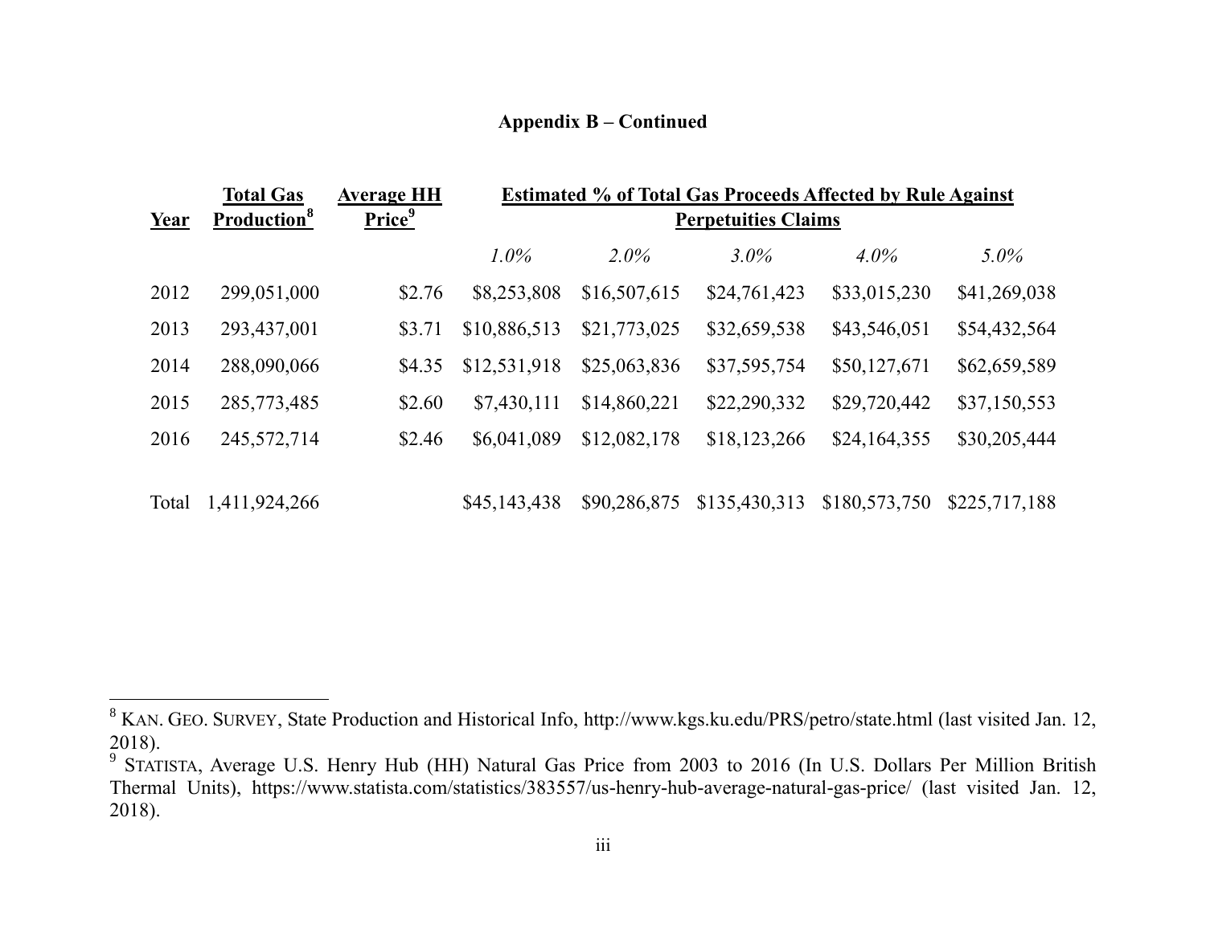**Appendix B – Continued**

| Year | Total Gas Production[8] | Average HH Price[9] | Estimated % of Total Gas Proceeds Affected by Rule Against Perpetuities Claims | | | | |
|---|---|---|---|---|---|---|---|
| | | | *1.0%* | *2.0%* | *3.0%* | *4.0%* | *5.0%* |
| 2012 | 299,051,000 | $2.76 | $8,253,808 | $16,507,615 | $24,761,423 | $33,015,230 | $41,269,038 |
| 2013 | 293,437,001 | $3.71 | $10,886,513 | $21,773,025 | $32,659,538 | $43,546,051 | $54,432,564 |
| 2014 | 288,090,066 | $4.35 | $12,531,918 | $25,063,836 | $37,595,754 | $50,127,671 | $62,659,589 |
| 2015 | 285,773,485 | $2.60 | $7,430,111 | $14,860,221 | $22,290,332 | $29,720,442 | $37,150,553 |
| 2016 | 245,572,714 | $2.46 | $6,041,089 | $12,082,178 | $18,123,266 | $24,164,355 | $30,205,444 |
| Total | 1,411,924,266 | | $45,143,438 | $90,286,875 | $135,430,313 | $180,573,750 | $225,717,188 |

[8] KAN. GEO. SURVEY, State Production and Historical Info, http://www.kgs.ku.edu/PRS/petro/state.html (last visited Jan. 12, 2018).

[9] STATISTA, Average U.S. Henry Hub (HH) Natural Gas Price from 2003 to 2016 (In U.S. Dollars Per Million British Thermal Units), https://www.statista.com/statistics/383557/us-henry-hub-average-natural-gas-price/ (last visited Jan. 12, 2018).